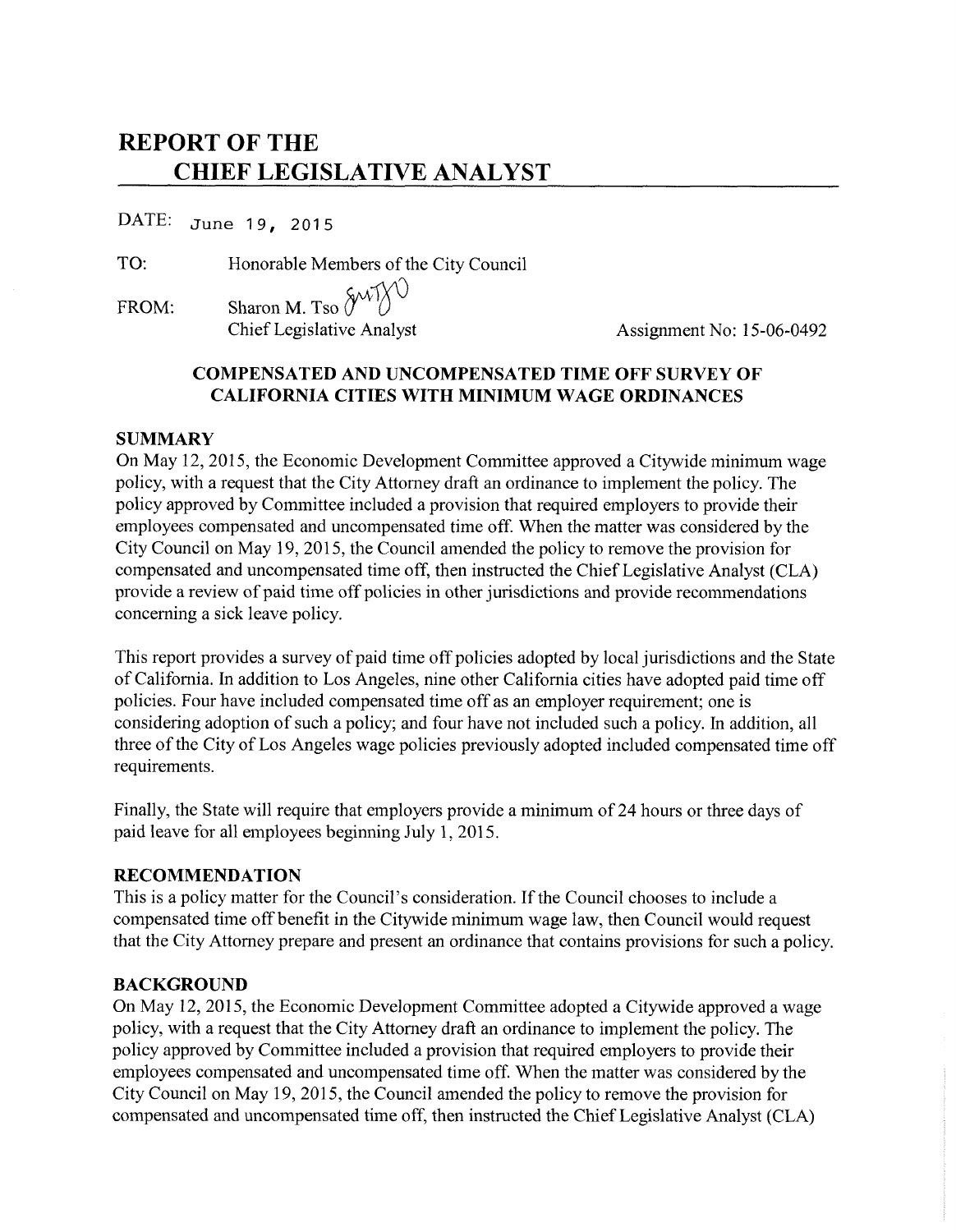# REPORT OF THE CHIEF LEGISLATIVE ANALYST

DATE: June 19, 2015

TO: Honorable Members of the City Council

FROM: Sharon M. Tso
Chief Legislative Analyst

Assignment No: 15-06-0492

## COMPENSATED AND UNCOMPENSATED TIME OFF SURVEY OF CALIFORNIA CITIES WITH MINIMUM WAGE ORDINANCES

### SUMMARY

On May 12, 2015, the Economic Development Committee approved a Citywide minimum wage policy, with a request that the City Attorney draft an ordinance to implement the policy. The policy approved by Committee included a provision that required employers to provide their employees compensated and uncompensated time off. When the matter was considered by the City Council on May 19, 2015, the Council amended the policy to remove the provision for compensated and uncompensated time off, then instructed the Chief Legislative Analyst (CLA) provide a review of paid time off policies in other jurisdictions and provide recommendations concerning a sick leave policy.

This report provides a survey of paid time off policies adopted by local jurisdictions and the State of California. In addition to Los Angeles, nine other California cities have adopted paid time off policies. Four have included compensated time off as an employer requirement; one is considering adoption of such a policy; and four have not included such a policy. In addition, all three of the City of Los Angeles wage policies previously adopted included compensated time off requirements.

Finally, the State will require that employers provide a minimum of 24 hours or three days of paid leave for all employees beginning July 1, 2015.

### RECOMMENDATION

This is a policy matter for the Council's consideration. If the Council chooses to include a compensated time off benefit in the Citywide minimum wage law, then Council would request that the City Attorney prepare and present an ordinance that contains provisions for such a policy.

### BACKGROUND

On May 12, 2015, the Economic Development Committee adopted a Citywide approved a wage policy, with a request that the City Attorney draft an ordinance to implement the policy. The policy approved by Committee included a provision that required employers to provide their employees compensated and uncompensated time off. When the matter was considered by the City Council on May 19, 2015, the Council amended the policy to remove the provision for compensated and uncompensated time off, then instructed the Chief Legislative Analyst (CLA)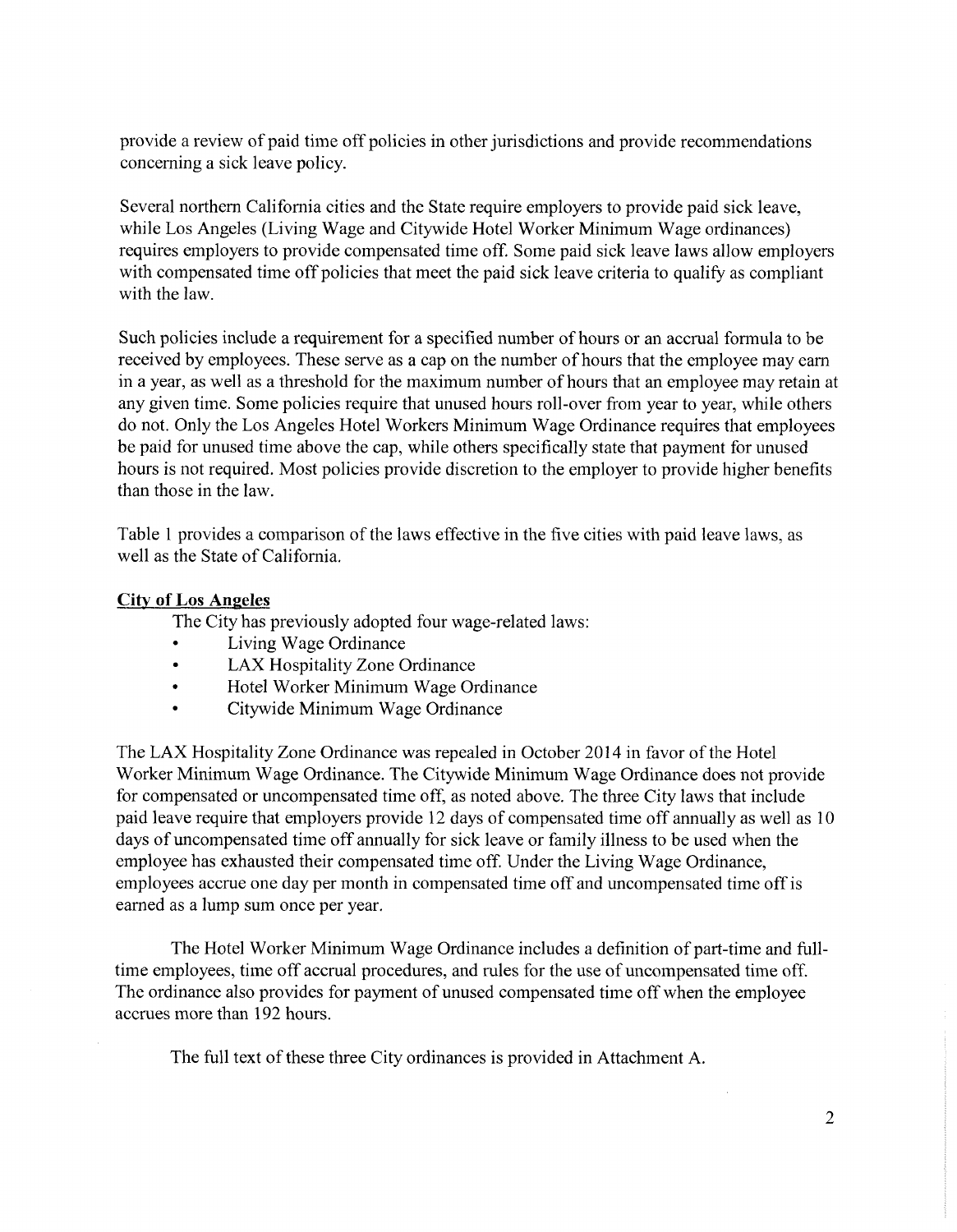provide a review of paid time off policies in other jurisdictions and provide recommendations concerning a sick leave policy.

Several northern California cities and the State require employers to provide paid sick leave, while Los Angeles (Living Wage and Citywide Hotel Worker Minimum Wage ordinances) requires employers to provide compensated time off. Some paid sick leave laws allow employers with compensated time off policies that meet the paid sick leave criteria to qualify as compliant with the law.

Such policies include a requirement for a specified number of hours or an accrual formula to be received by employees. These serve as a cap on the number of hours that the employee may earn in a year, as well as a threshold for the maximum number of hours that an employee may retain at any given time. Some policies require that unused hours roll-over from year to year, while others do not. Only the Los Angeles Hotel Workers Minimum Wage Ordinance requires that employees be paid for unused time above the cap, while others specifically state that payment for unused hours is not required. Most policies provide discretion to the employer to provide higher benefits than those in the law.

Table 1 provides a comparison of the laws effective in the five cities with paid leave laws, as well as the State of California.

**City of Los Angeles**

The City has previously adopted four wage-related laws:

- Living Wage Ordinance
- LAX Hospitality Zone Ordinance
- Hotel Worker Minimum Wage Ordinance
- Citywide Minimum Wage Ordinance

The LAX Hospitality Zone Ordinance was repealed in October 2014 in favor of the Hotel Worker Minimum Wage Ordinance. The Citywide Minimum Wage Ordinance does not provide for compensated or uncompensated time off, as noted above. The three City laws that include paid leave require that employers provide 12 days of compensated time off annually as well as 10 days of uncompensated time off annually for sick leave or family illness to be used when the employee has exhausted their compensated time off. Under the Living Wage Ordinance, employees accrue one day per month in compensated time off and uncompensated time off is earned as a lump sum once per year.

The Hotel Worker Minimum Wage Ordinance includes a definition of part-time and full-time employees, time off accrual procedures, and rules for the use of uncompensated time off. The ordinance also provides for payment of unused compensated time off when the employee accrues more than 192 hours.

The full text of these three City ordinances is provided in Attachment A.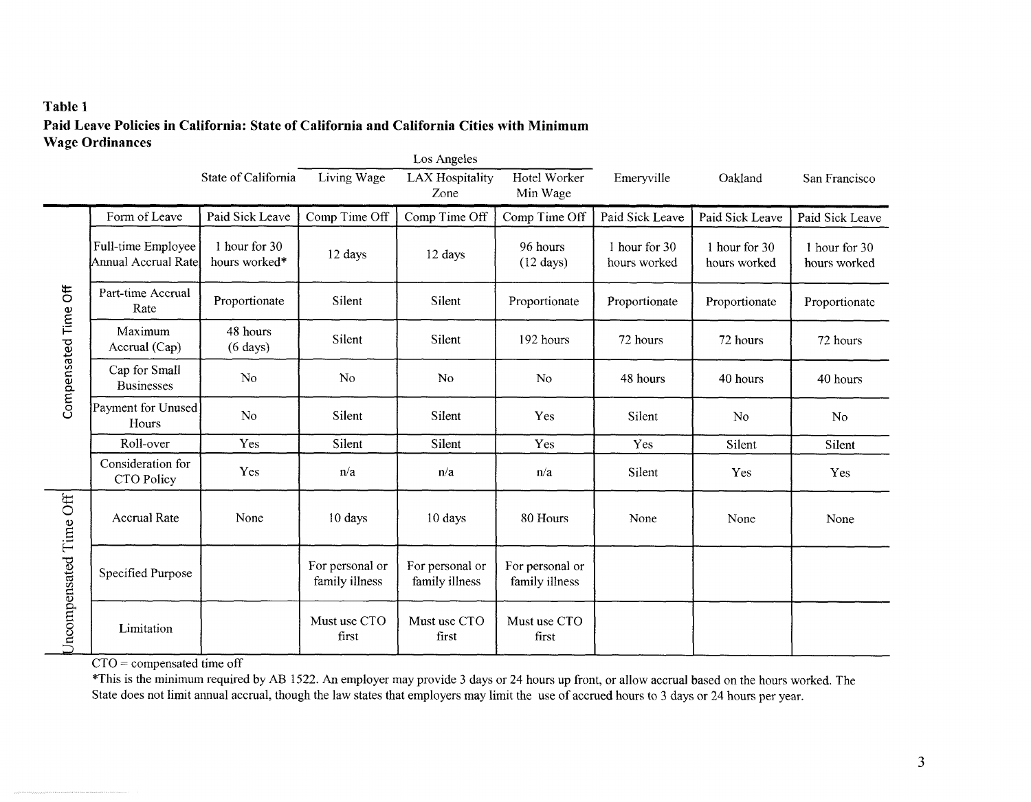**Table 1**
**Paid Leave Policies in California: State of California and California Cities with Minimum Wage Ordinances**

| | | State of California | Los Angeles | | | Emeryville | Oakland | San Francisco |
|---|---|---|---|---|---|---|---|---|
| | | | Living Wage | LAX Hospitality Zone | Hotel Worker Min Wage | | | |
| Compensated Time Off | Form of Leave | Paid Sick Leave | Comp Time Off | Comp Time Off | Comp Time Off | Paid Sick Leave | Paid Sick Leave | Paid Sick Leave |
| | Full-time Employee Annual Accrual Rate | 1 hour for 30 hours worked* | 12 days | 12 days | 96 hours (12 days) | 1 hour for 30 hours worked | 1 hour for 30 hours worked | 1 hour for 30 hours worked |
| | Part-time Accrual Rate | Proportionate | Silent | Silent | Proportionate | Proportionate | Proportionate | Proportionate |
| | Maximum Accrual (Cap) | 48 hours (6 days) | Silent | Silent | 192 hours | 72 hours | 72 hours | 72 hours |
| | Cap for Small Businesses | No | No | No | No | 48 hours | 40 hours | 40 hours |
| | Payment for Unused Hours | No | Silent | Silent | Yes | Silent | No | No |
| | Roll-over | Yes | Silent | Silent | Yes | Yes | Silent | Silent |
| | Consideration for CTO Policy | Yes | n/a | n/a | n/a | Silent | Yes | Yes |
| Uncompensated Time Off | Accrual Rate | None | 10 days | 10 days | 80 Hours | None | None | None |
| | Specified Purpose | | For personal or family illness | For personal or family illness | For personal or family illness | | | |
| | Limitation | | Must use CTO first | Must use CTO first | Must use CTO first | | | |

CTO = compensated time off

*This is the minimum required by AB 1522. An employer may provide 3 days or 24 hours up front, or allow accrual based on the hours worked. The State does not limit annual accrual, though the law states that employers may limit the use of accrued hours to 3 days or 24 hours per year.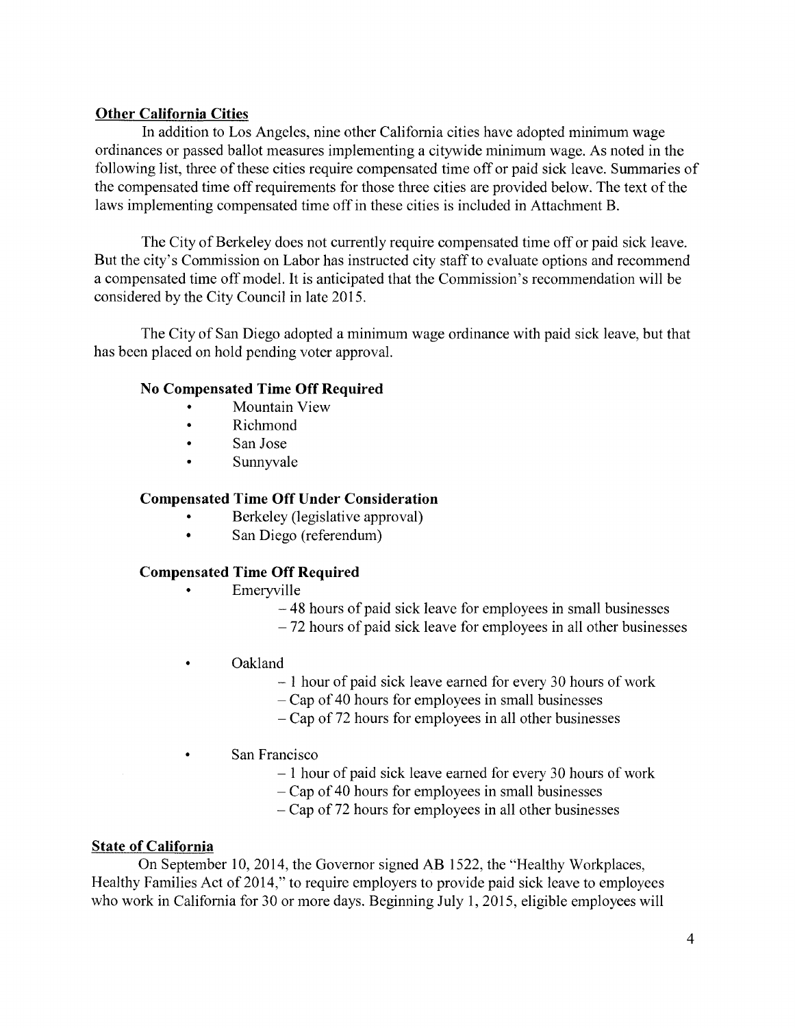## Other California Cities

In addition to Los Angeles, nine other California cities have adopted minimum wage ordinances or passed ballot measures implementing a citywide minimum wage. As noted in the following list, three of these cities require compensated time off or paid sick leave. Summaries of the compensated time off requirements for those three cities are provided below. The text of the laws implementing compensated time off in these cities is included in Attachment B.

The City of Berkeley does not currently require compensated time off or paid sick leave. But the city's Commission on Labor has instructed city staff to evaluate options and recommend a compensated time off model. It is anticipated that the Commission's recommendation will be considered by the City Council in late 2015.

The City of San Diego adopted a minimum wage ordinance with paid sick leave, but that has been placed on hold pending voter approval.

### No Compensated Time Off Required

- Mountain View
- Richmond
- San Jose
- Sunnyvale

### Compensated Time Off Under Consideration

- Berkeley (legislative approval)
- San Diego (referendum)

### Compensated Time Off Required

- Emeryville
  - 48 hours of paid sick leave for employees in small businesses
  - 72 hours of paid sick leave for employees in all other businesses

- Oakland
  - 1 hour of paid sick leave earned for every 30 hours of work
  - Cap of 40 hours for employees in small businesses
  - Cap of 72 hours for employees in all other businesses

- San Francisco
  - 1 hour of paid sick leave earned for every 30 hours of work
  - Cap of 40 hours for employees in small businesses
  - Cap of 72 hours for employees in all other businesses

## State of California

On September 10, 2014, the Governor signed AB 1522, the "Healthy Workplaces, Healthy Families Act of 2014," to require employers to provide paid sick leave to employees who work in California for 30 or more days. Beginning July 1, 2015, eligible employees will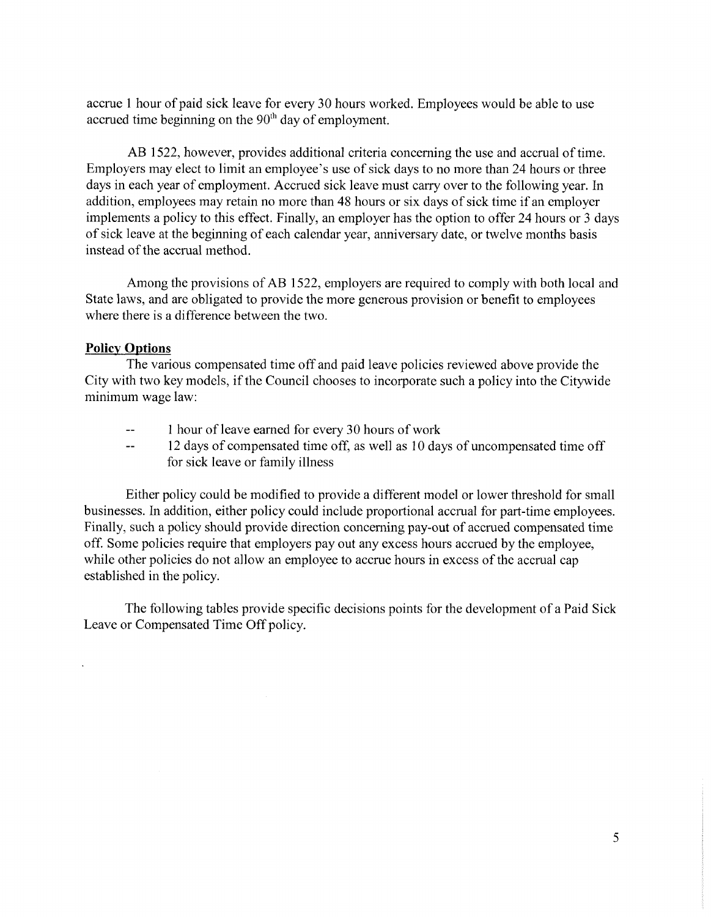accrue 1 hour of paid sick leave for every 30 hours worked. Employees would be able to use accrued time beginning on the 90th day of employment.

AB 1522, however, provides additional criteria concerning the use and accrual of time. Employers may elect to limit an employee's use of sick days to no more than 24 hours or three days in each year of employment. Accrued sick leave must carry over to the following year. In addition, employees may retain no more than 48 hours or six days of sick time if an employer implements a policy to this effect. Finally, an employer has the option to offer 24 hours or 3 days of sick leave at the beginning of each calendar year, anniversary date, or twelve months basis instead of the accrual method.

Among the provisions of AB 1522, employers are required to comply with both local and State laws, and are obligated to provide the more generous provision or benefit to employees where there is a difference between the two.

**Policy Options**

The various compensated time off and paid leave policies reviewed above provide the City with two key models, if the Council chooses to incorporate such a policy into the Citywide minimum wage law:

- 1 hour of leave earned for every 30 hours of work
- 12 days of compensated time off, as well as 10 days of uncompensated time off for sick leave or family illness

Either policy could be modified to provide a different model or lower threshold for small businesses. In addition, either policy could include proportional accrual for part-time employees. Finally, such a policy should provide direction concerning pay-out of accrued compensated time off. Some policies require that employers pay out any excess hours accrued by the employee, while other policies do not allow an employee to accrue hours in excess of the accrual cap established in the policy.

The following tables provide specific decisions points for the development of a Paid Sick Leave or Compensated Time Off policy.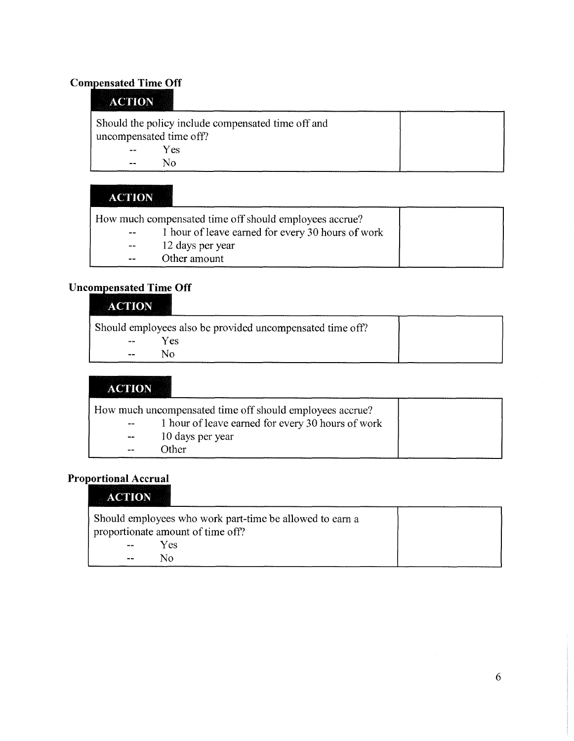### Compensated Time Off

**ACTION**

| Should the policy include compensated time off and uncompensated time off?<br>-- Yes<br>-- No | |
|---|---|

**ACTION**

| How much compensated time off should employees accrue?<br>-- 1 hour of leave earned for every 30 hours of work<br>-- 12 days per year<br>-- Other amount | |
|---|---|

### Uncompensated Time Off

**ACTION**

| Should employees also be provided uncompensated time off?<br>-- Yes<br>-- No | |
|---|---|

**ACTION**

| How much uncompensated time off should employees accrue?<br>-- 1 hour of leave earned for every 30 hours of work<br>-- 10 days per year<br>-- Other | |
|---|---|

### Proportional Accrual

**ACTION**

| Should employees who work part-time be allowed to earn a proportionate amount of time off?<br>-- Yes<br>-- No | |
|---|---|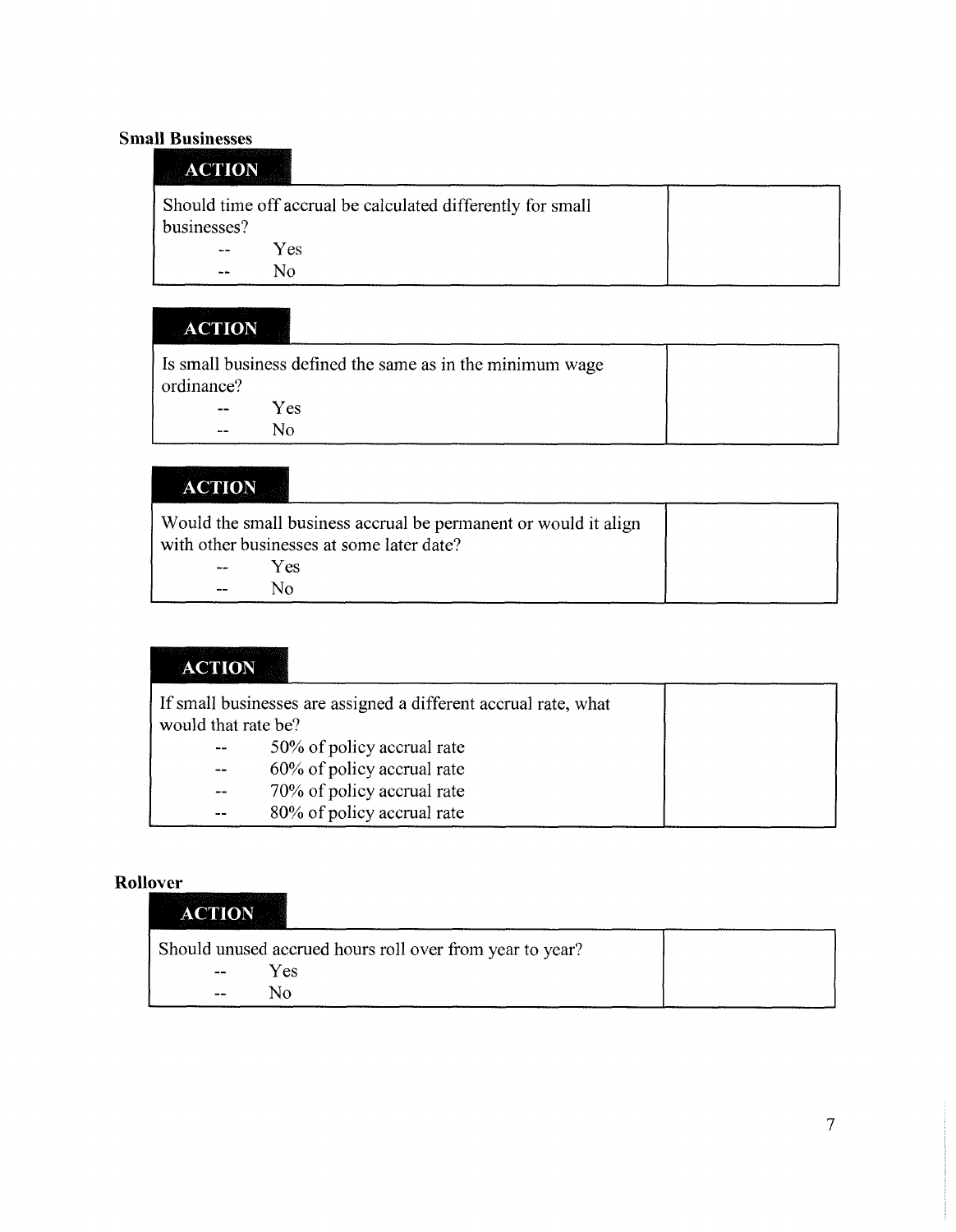**Small Businesses**

**ACTION**

| Should time off accrual be calculated differently for small businesses?<br>-- Yes<br>-- No | |
|---|---|

**ACTION**

| Is small business defined the same as in the minimum wage ordinance?<br>-- Yes<br>-- No | |
|---|---|

**ACTION**

| Would the small business accrual be permanent or would it align with other businesses at some later date?<br>-- Yes<br>-- No | |
|---|---|

**ACTION**

| If small businesses are assigned a different accrual rate, what would that rate be?<br>-- 50% of policy accrual rate<br>-- 60% of policy accrual rate<br>-- 70% of policy accrual rate<br>-- 80% of policy accrual rate | |
|---|---|

**Rollover**

**ACTION**

| Should unused accrued hours roll over from year to year?<br>-- Yes<br>-- No | |
|---|---|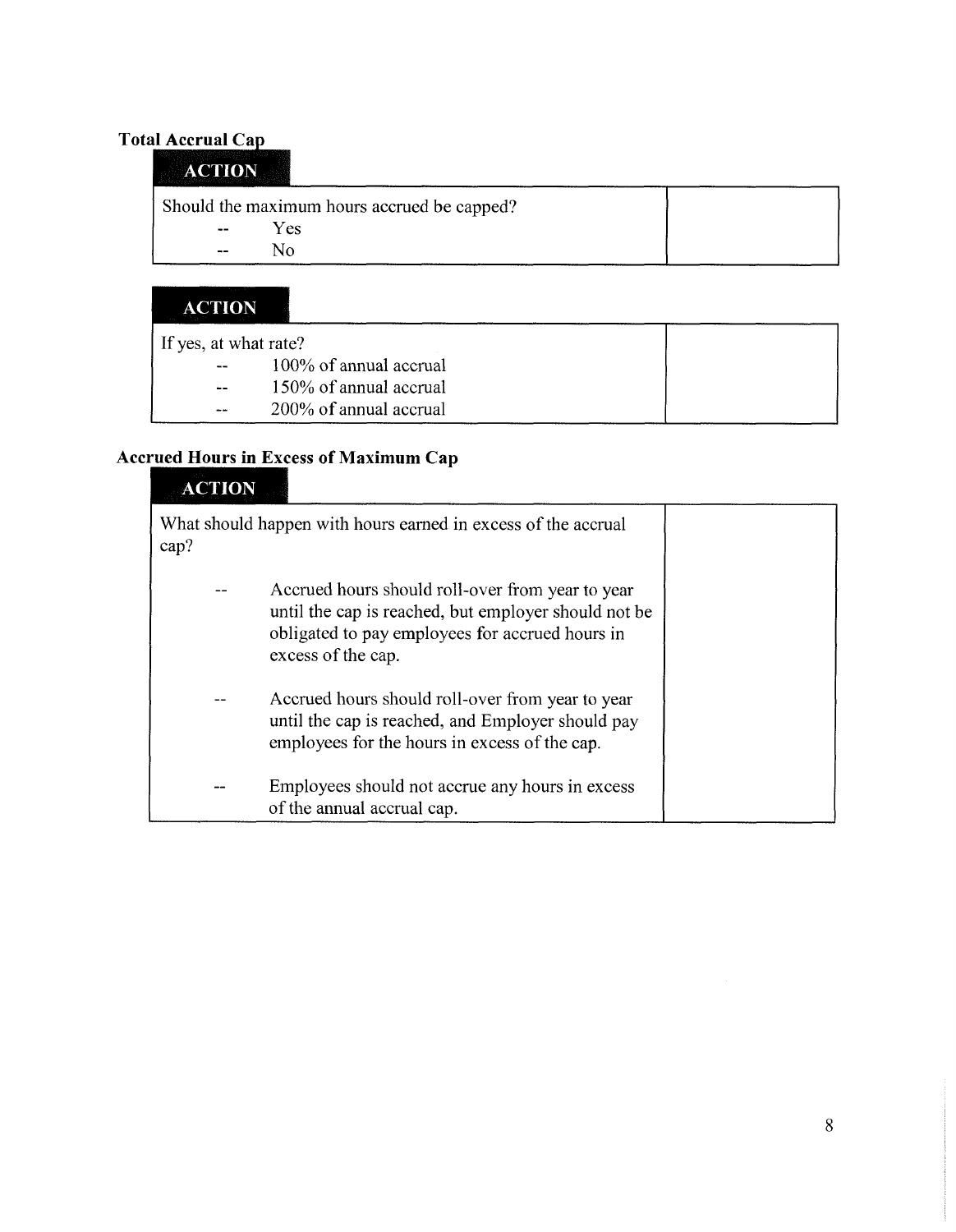### Total Accrual Cap

**ACTION**

| Should the maximum hours accrued be capped?<br>-- Yes<br>-- No | |
|---|---|

**ACTION**

| If yes, at what rate?<br>-- 100% of annual accrual<br>-- 150% of annual accrual<br>-- 200% of annual accrual | |
|---|---|

### Accrued Hours in Excess of Maximum Cap

**ACTION**

| What should happen with hours earned in excess of the accrual cap?<br><br>-- Accrued hours should roll-over from year to year until the cap is reached, but employer should not be obligated to pay employees for accrued hours in excess of the cap.<br><br>-- Accrued hours should roll-over from year to year until the cap is reached, and Employer should pay employees for the hours in excess of the cap.<br><br>-- Employees should not accrue any hours in excess of the annual accrual cap. | |
|---|---|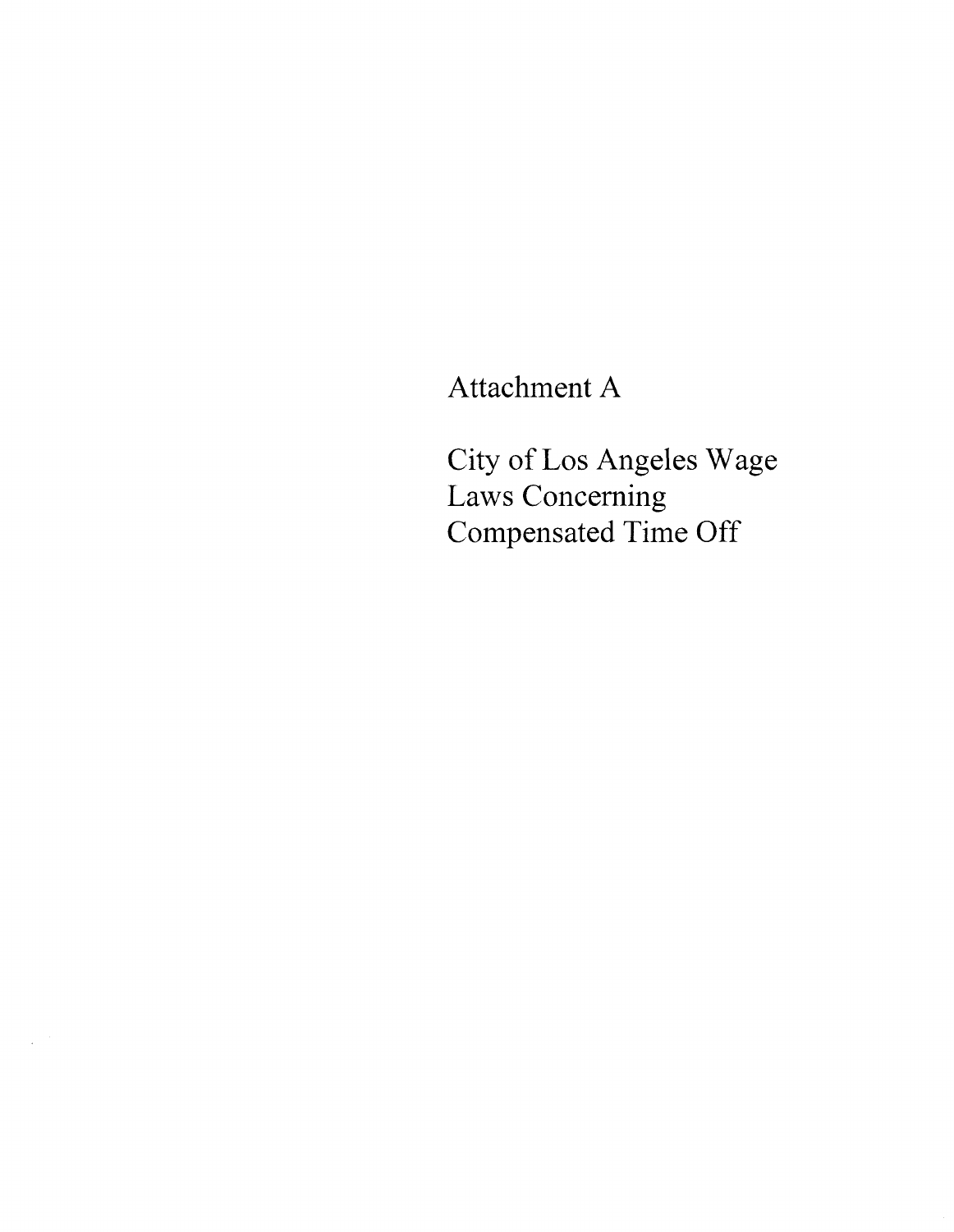# Attachment A

City of Los Angeles Wage Laws Concerning Compensated Time Off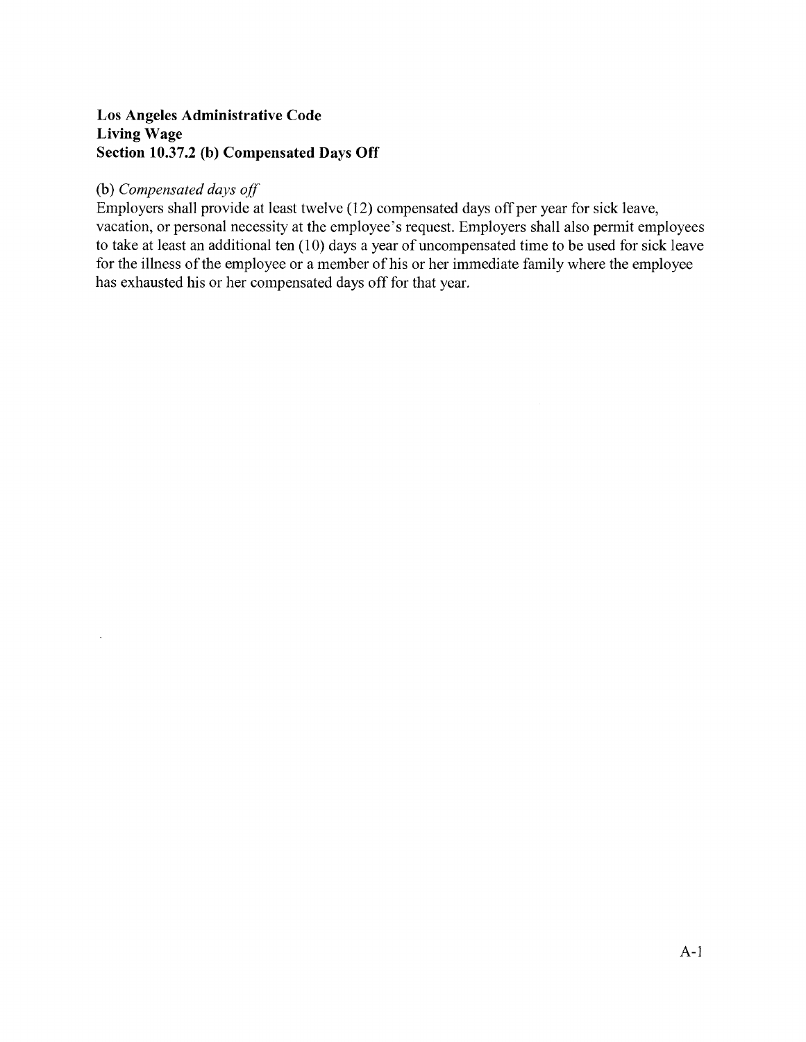**Los Angeles Administrative Code**
**Living Wage**
**Section 10.37.2 (b) Compensated Days Off**

(b) *Compensated days off*
Employers shall provide at least twelve (12) compensated days off per year for sick leave, vacation, or personal necessity at the employee's request. Employers shall also permit employees to take at least an additional ten (10) days a year of uncompensated time to be used for sick leave for the illness of the employee or a member of his or her immediate family where the employee has exhausted his or her compensated days off for that year.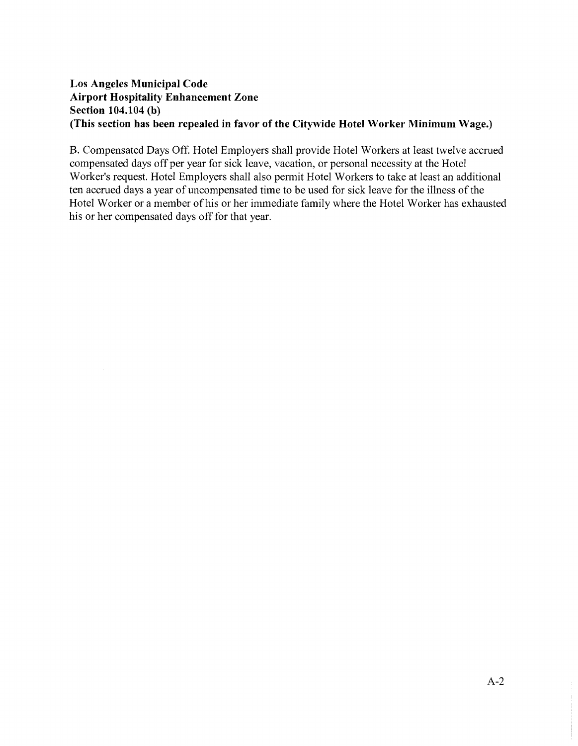**Los Angeles Municipal Code**
**Airport Hospitality Enhancement Zone**
**Section 104.104 (b)**
**(This section has been repealed in favor of the Citywide Hotel Worker Minimum Wage.)**

B. Compensated Days Off. Hotel Employers shall provide Hotel Workers at least twelve accrued compensated days off per year for sick leave, vacation, or personal necessity at the Hotel Worker's request. Hotel Employers shall also permit Hotel Workers to take at least an additional ten accrued days a year of uncompensated time to be used for sick leave for the illness of the Hotel Worker or a member of his or her immediate family where the Hotel Worker has exhausted his or her compensated days off for that year.

A-2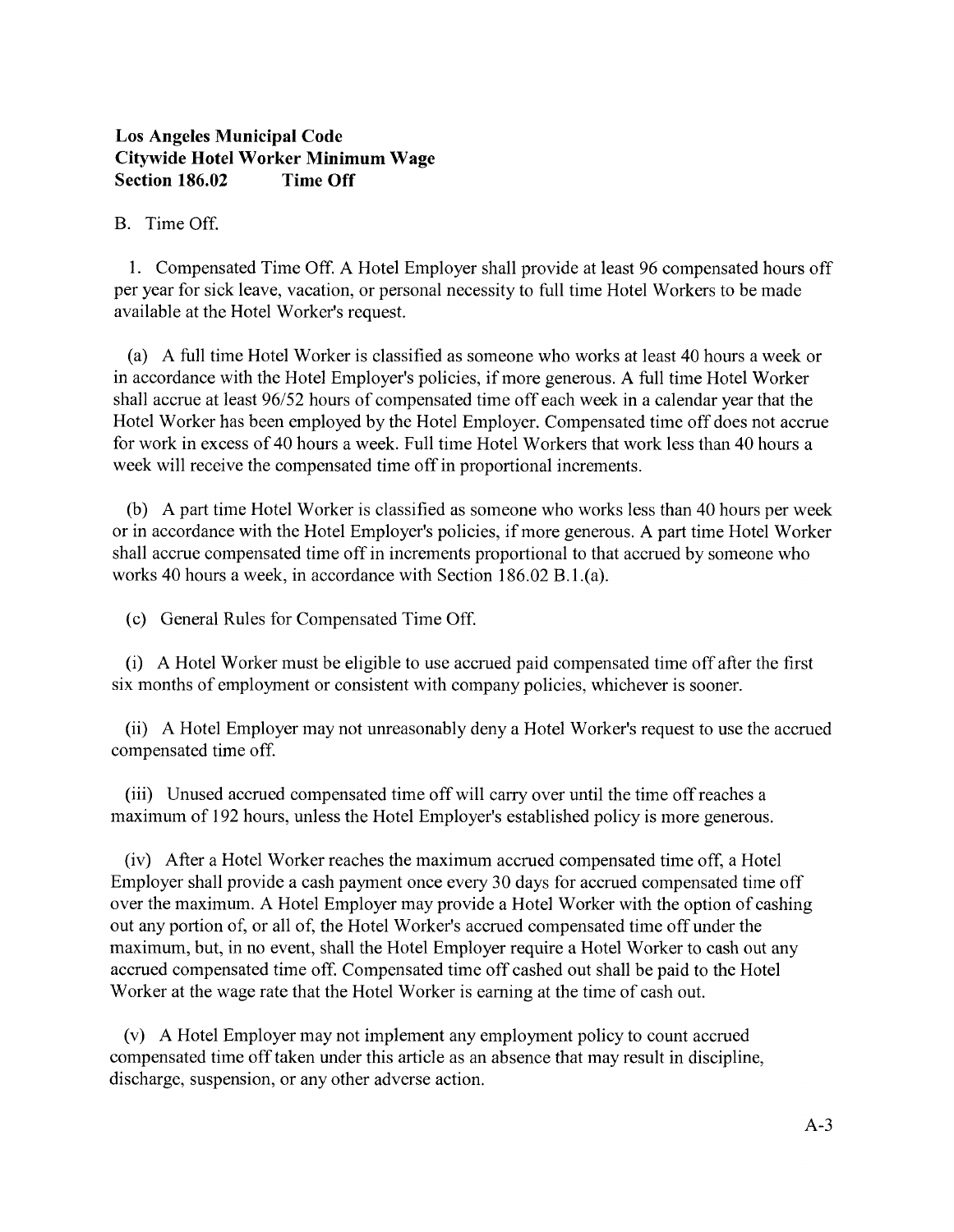**Los Angeles Municipal Code**
**Citywide Hotel Worker Minimum Wage**
**Section 186.02 Time Off**

B. Time Off.

1. Compensated Time Off. A Hotel Employer shall provide at least 96 compensated hours off per year for sick leave, vacation, or personal necessity to full time Hotel Workers to be made available at the Hotel Worker's request.

(a) A full time Hotel Worker is classified as someone who works at least 40 hours a week or in accordance with the Hotel Employer's policies, if more generous. A full time Hotel Worker shall accrue at least 96/52 hours of compensated time off each week in a calendar year that the Hotel Worker has been employed by the Hotel Employer. Compensated time off does not accrue for work in excess of 40 hours a week. Full time Hotel Workers that work less than 40 hours a week will receive the compensated time off in proportional increments.

(b) A part time Hotel Worker is classified as someone who works less than 40 hours per week or in accordance with the Hotel Employer's policies, if more generous. A part time Hotel Worker shall accrue compensated time off in increments proportional to that accrued by someone who works 40 hours a week, in accordance with Section 186.02 B.1.(a).

(c) General Rules for Compensated Time Off.

(i) A Hotel Worker must be eligible to use accrued paid compensated time off after the first six months of employment or consistent with company policies, whichever is sooner.

(ii) A Hotel Employer may not unreasonably deny a Hotel Worker's request to use the accrued compensated time off.

(iii) Unused accrued compensated time off will carry over until the time off reaches a maximum of 192 hours, unless the Hotel Employer's established policy is more generous.

(iv) After a Hotel Worker reaches the maximum accrued compensated time off, a Hotel Employer shall provide a cash payment once every 30 days for accrued compensated time off over the maximum. A Hotel Employer may provide a Hotel Worker with the option of cashing out any portion of, or all of, the Hotel Worker's accrued compensated time off under the maximum, but, in no event, shall the Hotel Employer require a Hotel Worker to cash out any accrued compensated time off. Compensated time off cashed out shall be paid to the Hotel Worker at the wage rate that the Hotel Worker is earning at the time of cash out.

(v) A Hotel Employer may not implement any employment policy to count accrued compensated time off taken under this article as an absence that may result in discipline, discharge, suspension, or any other adverse action.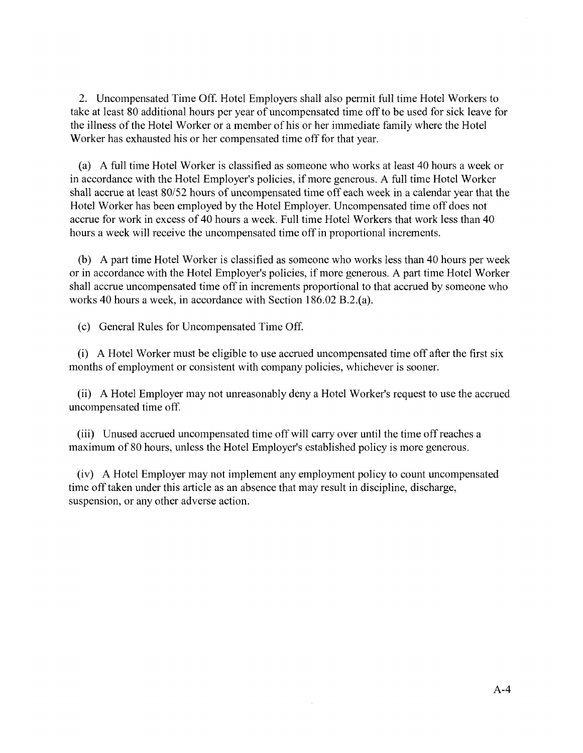2. Uncompensated Time Off. Hotel Employers shall also permit full time Hotel Workers to take at least 80 additional hours per year of uncompensated time off to be used for sick leave for the illness of the Hotel Worker or a member of his or her immediate family where the Hotel Worker has exhausted his or her compensated time off for that year.

(a) A full time Hotel Worker is classified as someone who works at least 40 hours a week or in accordance with the Hotel Employer's policies, if more generous. A full time Hotel Worker shall accrue at least 80/52 hours of uncompensated time off each week in a calendar year that the Hotel Worker has been employed by the Hotel Employer. Uncompensated time off does not accrue for work in excess of 40 hours a week. Full time Hotel Workers that work less than 40 hours a week will receive the uncompensated time off in proportional increments.

(b) A part time Hotel Worker is classified as someone who works less than 40 hours per week or in accordance with the Hotel Employer's policies, if more generous. A part time Hotel Worker shall accrue uncompensated time off in increments proportional to that accrued by someone who works 40 hours a week, in accordance with Section 186.02 B.2.(a).

(c) General Rules for Uncompensated Time Off.

(i) A Hotel Worker must be eligible to use accrued uncompensated time off after the first six months of employment or consistent with company policies, whichever is sooner.

(ii) A Hotel Employer may not unreasonably deny a Hotel Worker's request to use the accrued uncompensated time off.

(iii) Unused accrued uncompensated time off will carry over until the time off reaches a maximum of 80 hours, unless the Hotel Employer's established policy is more generous.

(iv) A Hotel Employer may not implement any employment policy to count uncompensated time off taken under this article as an absence that may result in discipline, discharge, suspension, or any other adverse action.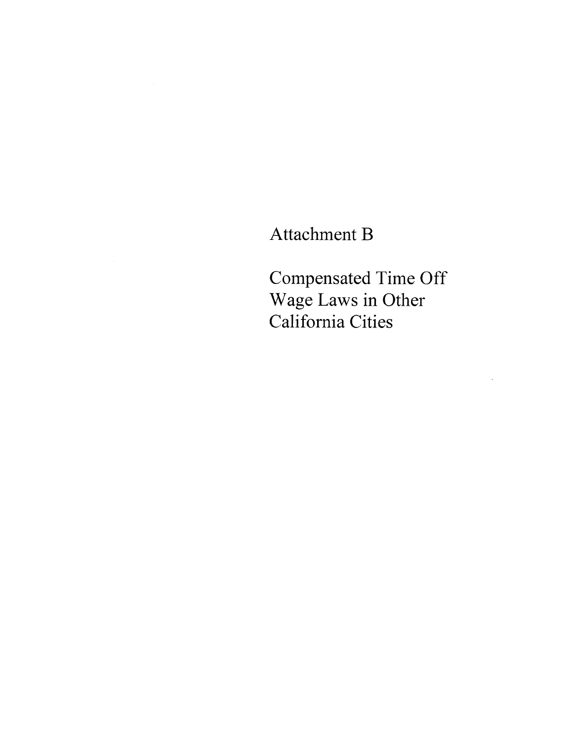# Attachment B

# Compensated Time Off Wage Laws in Other California Cities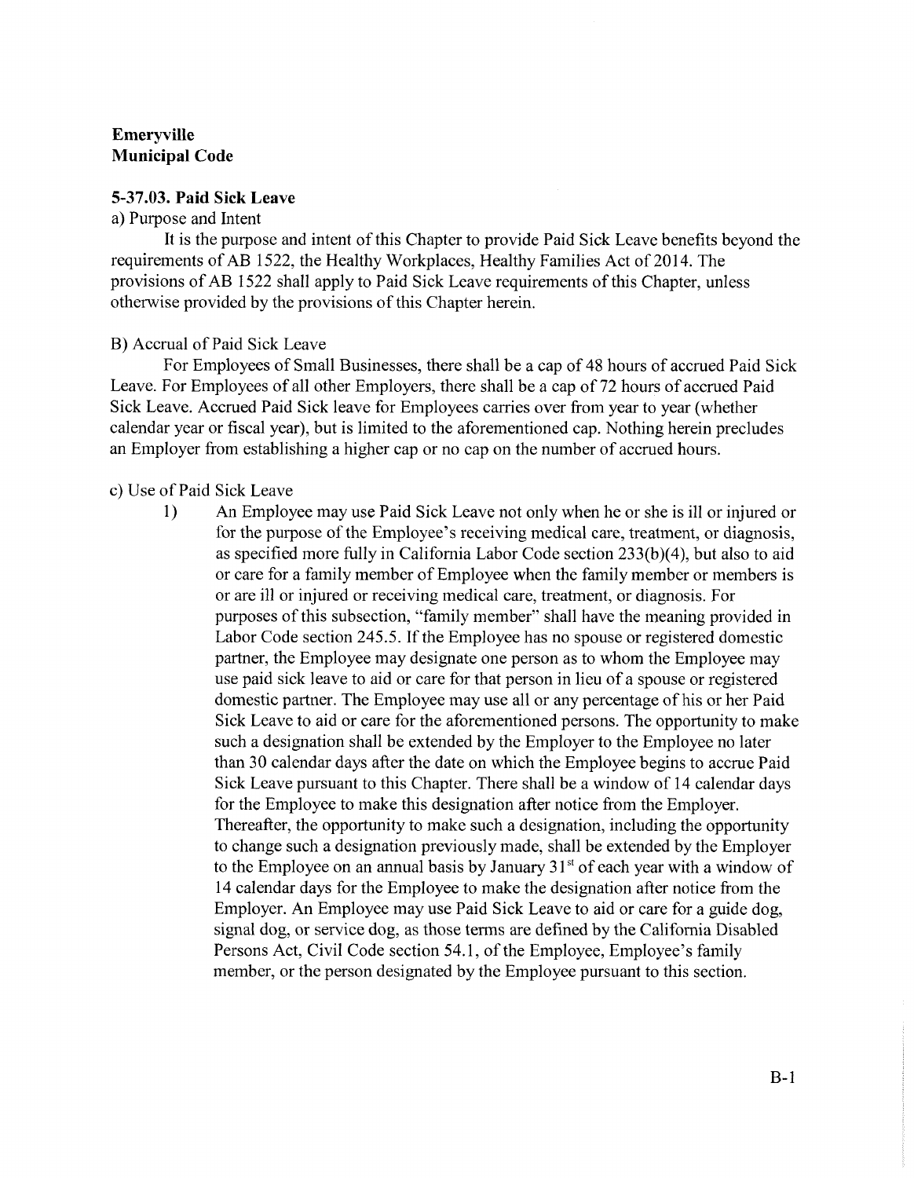**Emeryville**
**Municipal Code**

**5-37.03. Paid Sick Leave**

a) Purpose and Intent

It is the purpose and intent of this Chapter to provide Paid Sick Leave benefits beyond the requirements of AB 1522, the Healthy Workplaces, Healthy Families Act of 2014. The provisions of AB 1522 shall apply to Paid Sick Leave requirements of this Chapter, unless otherwise provided by the provisions of this Chapter herein.

B) Accrual of Paid Sick Leave

For Employees of Small Businesses, there shall be a cap of 48 hours of accrued Paid Sick Leave. For Employees of all other Employers, there shall be a cap of 72 hours of accrued Paid Sick Leave. Accrued Paid Sick leave for Employees carries over from year to year (whether calendar year or fiscal year), but is limited to the aforementioned cap. Nothing herein precludes an Employer from establishing a higher cap or no cap on the number of accrued hours.

c) Use of Paid Sick Leave

1) An Employee may use Paid Sick Leave not only when he or she is ill or injured or for the purpose of the Employee's receiving medical care, treatment, or diagnosis, as specified more fully in California Labor Code section 233(b)(4), but also to aid or care for a family member of Employee when the family member or members is or are ill or injured or receiving medical care, treatment, or diagnosis. For purposes of this subsection, "family member" shall have the meaning provided in Labor Code section 245.5. If the Employee has no spouse or registered domestic partner, the Employee may designate one person as to whom the Employee may use paid sick leave to aid or care for that person in lieu of a spouse or registered domestic partner. The Employee may use all or any percentage of his or her Paid Sick Leave to aid or care for the aforementioned persons. The opportunity to make such a designation shall be extended by the Employer to the Employee no later than 30 calendar days after the date on which the Employee begins to accrue Paid Sick Leave pursuant to this Chapter. There shall be a window of 14 calendar days for the Employee to make this designation after notice from the Employer. Thereafter, the opportunity to make such a designation, including the opportunity to change such a designation previously made, shall be extended by the Employer to the Employee on an annual basis by January 31st of each year with a window of 14 calendar days for the Employee to make the designation after notice from the Employer. An Employee may use Paid Sick Leave to aid or care for a guide dog, signal dog, or service dog, as those terms are defined by the California Disabled Persons Act, Civil Code section 54.1, of the Employee, Employee's family member, or the person designated by the Employee pursuant to this section.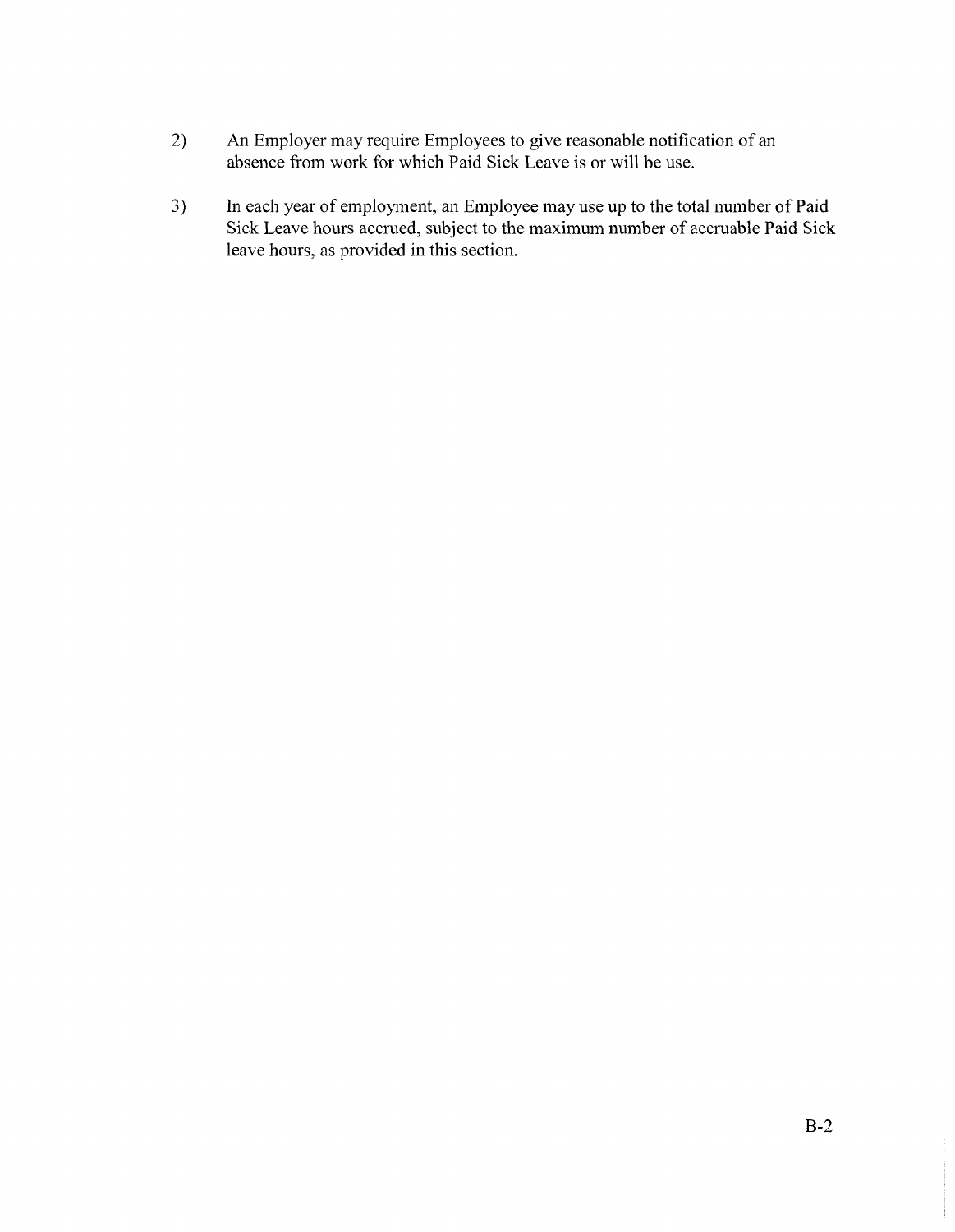2) An Employer may require Employees to give reasonable notification of an absence from work for which Paid Sick Leave is or will be use.

3) In each year of employment, an Employee may use up to the total number of Paid Sick Leave hours accrued, subject to the maximum number of accruable Paid Sick leave hours, as provided in this section.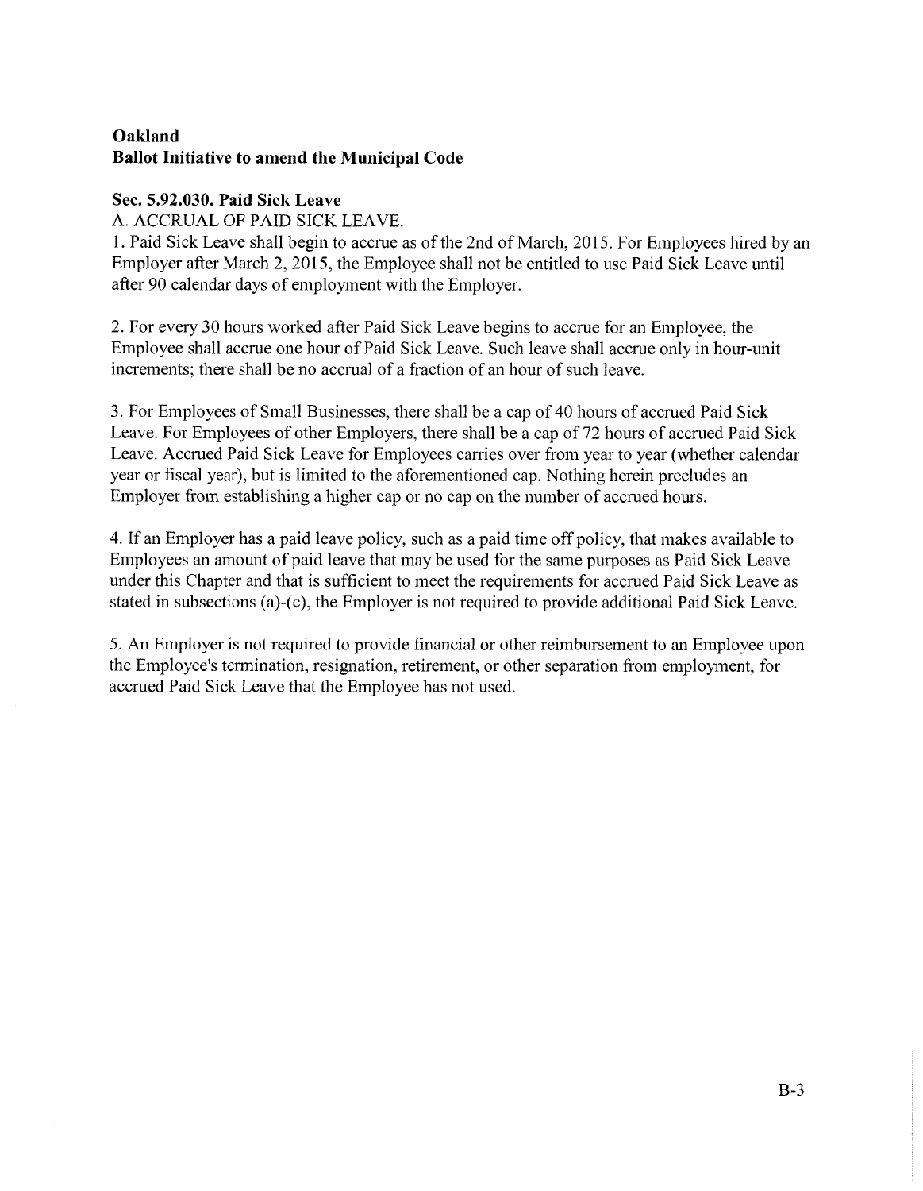**Oakland**
**Ballot Initiative to amend the Municipal Code**

**Sec. 5.92.030. Paid Sick Leave**

A. ACCRUAL OF PAID SICK LEAVE.

1. Paid Sick Leave shall begin to accrue as of the 2nd of March, 2015. For Employees hired by an Employer after March 2, 2015, the Employee shall not be entitled to use Paid Sick Leave until after 90 calendar days of employment with the Employer.

2. For every 30 hours worked after Paid Sick Leave begins to accrue for an Employee, the Employee shall accrue one hour of Paid Sick Leave. Such leave shall accrue only in hour-unit increments; there shall be no accrual of a fraction of an hour of such leave.

3. For Employees of Small Businesses, there shall be a cap of 40 hours of accrued Paid Sick Leave. For Employees of other Employers, there shall be a cap of 72 hours of accrued Paid Sick Leave. Accrued Paid Sick Leave for Employees carries over from year to year (whether calendar year or fiscal year), but is limited to the aforementioned cap. Nothing herein precludes an Employer from establishing a higher cap or no cap on the number of accrued hours.

4. If an Employer has a paid leave policy, such as a paid time off policy, that makes available to Employees an amount of paid leave that may be used for the same purposes as Paid Sick Leave under this Chapter and that is sufficient to meet the requirements for accrued Paid Sick Leave as stated in subsections (a)-(c), the Employer is not required to provide additional Paid Sick Leave.

5. An Employer is not required to provide financial or other reimbursement to an Employee upon the Employee's termination, resignation, retirement, or other separation from employment, for accrued Paid Sick Leave that the Employee has not used.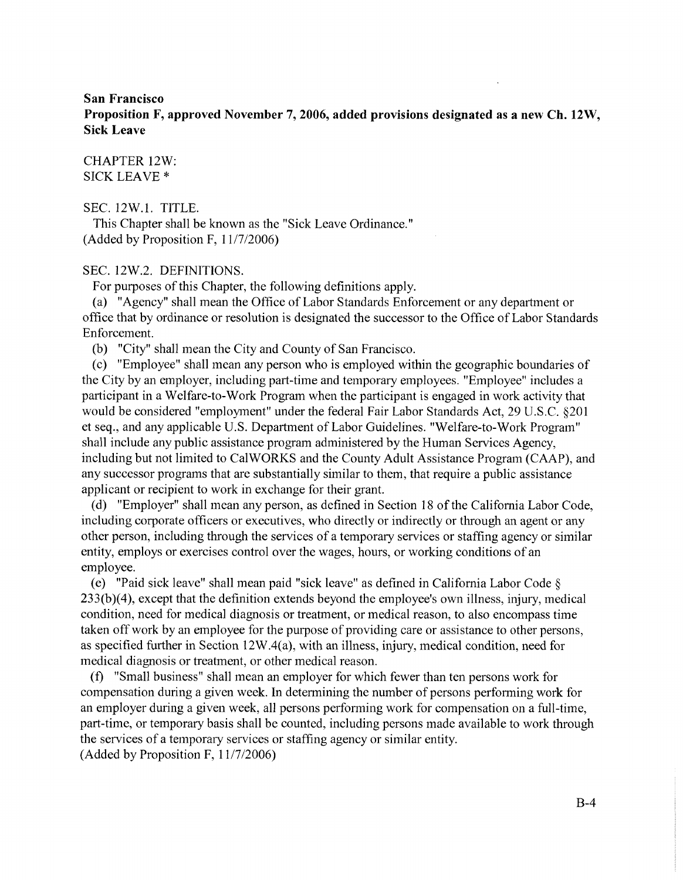**San Francisco**
**Proposition F, approved November 7, 2006, added provisions designated as a new Ch. 12W, Sick Leave**

CHAPTER 12W:
SICK LEAVE *

SEC. 12W.1. TITLE.

This Chapter shall be known as the "Sick Leave Ordinance."
(Added by Proposition F, 11/7/2006)

SEC. 12W.2. DEFINITIONS.

For purposes of this Chapter, the following definitions apply.

(a) "Agency" shall mean the Office of Labor Standards Enforcement or any department or office that by ordinance or resolution is designated the successor to the Office of Labor Standards Enforcement.

(b) "City" shall mean the City and County of San Francisco.

(c) "Employee" shall mean any person who is employed within the geographic boundaries of the City by an employer, including part-time and temporary employees. "Employee" includes a participant in a Welfare-to-Work Program when the participant is engaged in work activity that would be considered "employment" under the federal Fair Labor Standards Act, 29 U.S.C. §201 et seq., and any applicable U.S. Department of Labor Guidelines. "Welfare-to-Work Program" shall include any public assistance program administered by the Human Services Agency, including but not limited to CalWORKS and the County Adult Assistance Program (CAAP), and any successor programs that are substantially similar to them, that require a public assistance applicant or recipient to work in exchange for their grant.

(d) "Employer" shall mean any person, as defined in Section 18 of the California Labor Code, including corporate officers or executives, who directly or indirectly or through an agent or any other person, including through the services of a temporary services or staffing agency or similar entity, employs or exercises control over the wages, hours, or working conditions of an employee.

(e) "Paid sick leave" shall mean paid "sick leave" as defined in California Labor Code § 233(b)(4), except that the definition extends beyond the employee's own illness, injury, medical condition, need for medical diagnosis or treatment, or medical reason, to also encompass time taken off work by an employee for the purpose of providing care or assistance to other persons, as specified further in Section 12W.4(a), with an illness, injury, medical condition, need for medical diagnosis or treatment, or other medical reason.

(f) "Small business" shall mean an employer for which fewer than ten persons work for compensation during a given week. In determining the number of persons performing work for an employer during a given week, all persons performing work for compensation on a full-time, part-time, or temporary basis shall be counted, including persons made available to work through the services of a temporary services or staffing agency or similar entity.
(Added by Proposition F, 11/7/2006)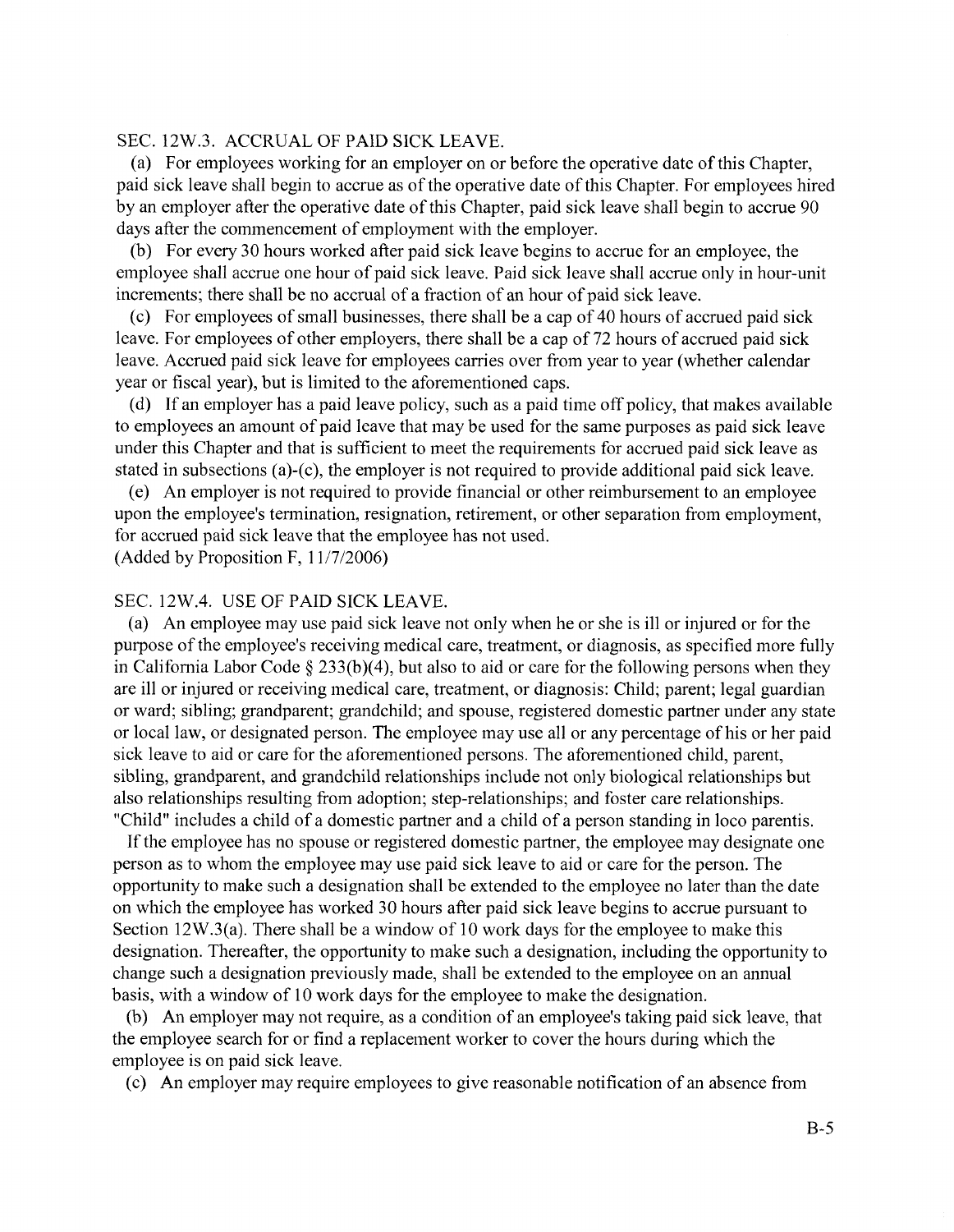SEC. 12W.3. ACCRUAL OF PAID SICK LEAVE.

(a) For employees working for an employer on or before the operative date of this Chapter, paid sick leave shall begin to accrue as of the operative date of this Chapter. For employees hired by an employer after the operative date of this Chapter, paid sick leave shall begin to accrue 90 days after the commencement of employment with the employer.

(b) For every 30 hours worked after paid sick leave begins to accrue for an employee, the employee shall accrue one hour of paid sick leave. Paid sick leave shall accrue only in hour-unit increments; there shall be no accrual of a fraction of an hour of paid sick leave.

(c) For employees of small businesses, there shall be a cap of 40 hours of accrued paid sick leave. For employees of other employers, there shall be a cap of 72 hours of accrued paid sick leave. Accrued paid sick leave for employees carries over from year to year (whether calendar year or fiscal year), but is limited to the aforementioned caps.

(d) If an employer has a paid leave policy, such as a paid time off policy, that makes available to employees an amount of paid leave that may be used for the same purposes as paid sick leave under this Chapter and that is sufficient to meet the requirements for accrued paid sick leave as stated in subsections (a)-(c), the employer is not required to provide additional paid sick leave.

(e) An employer is not required to provide financial or other reimbursement to an employee upon the employee's termination, resignation, retirement, or other separation from employment, for accrued paid sick leave that the employee has not used.

(Added by Proposition F, 11/7/2006)

SEC. 12W.4. USE OF PAID SICK LEAVE.

(a) An employee may use paid sick leave not only when he or she is ill or injured or for the purpose of the employee's receiving medical care, treatment, or diagnosis, as specified more fully in California Labor Code § 233(b)(4), but also to aid or care for the following persons when they are ill or injured or receiving medical care, treatment, or diagnosis: Child; parent; legal guardian or ward; sibling; grandparent; grandchild; and spouse, registered domestic partner under any state or local law, or designated person. The employee may use all or any percentage of his or her paid sick leave to aid or care for the aforementioned persons. The aforementioned child, parent, sibling, grandparent, and grandchild relationships include not only biological relationships but also relationships resulting from adoption; step-relationships; and foster care relationships. "Child" includes a child of a domestic partner and a child of a person standing in loco parentis.

If the employee has no spouse or registered domestic partner, the employee may designate one person as to whom the employee may use paid sick leave to aid or care for the person. The opportunity to make such a designation shall be extended to the employee no later than the date on which the employee has worked 30 hours after paid sick leave begins to accrue pursuant to Section 12W.3(a). There shall be a window of 10 work days for the employee to make this designation. Thereafter, the opportunity to make such a designation, including the opportunity to change such a designation previously made, shall be extended to the employee on an annual basis, with a window of 10 work days for the employee to make the designation.

(b) An employer may not require, as a condition of an employee's taking paid sick leave, that the employee search for or find a replacement worker to cover the hours during which the employee is on paid sick leave.

(c) An employer may require employees to give reasonable notification of an absence from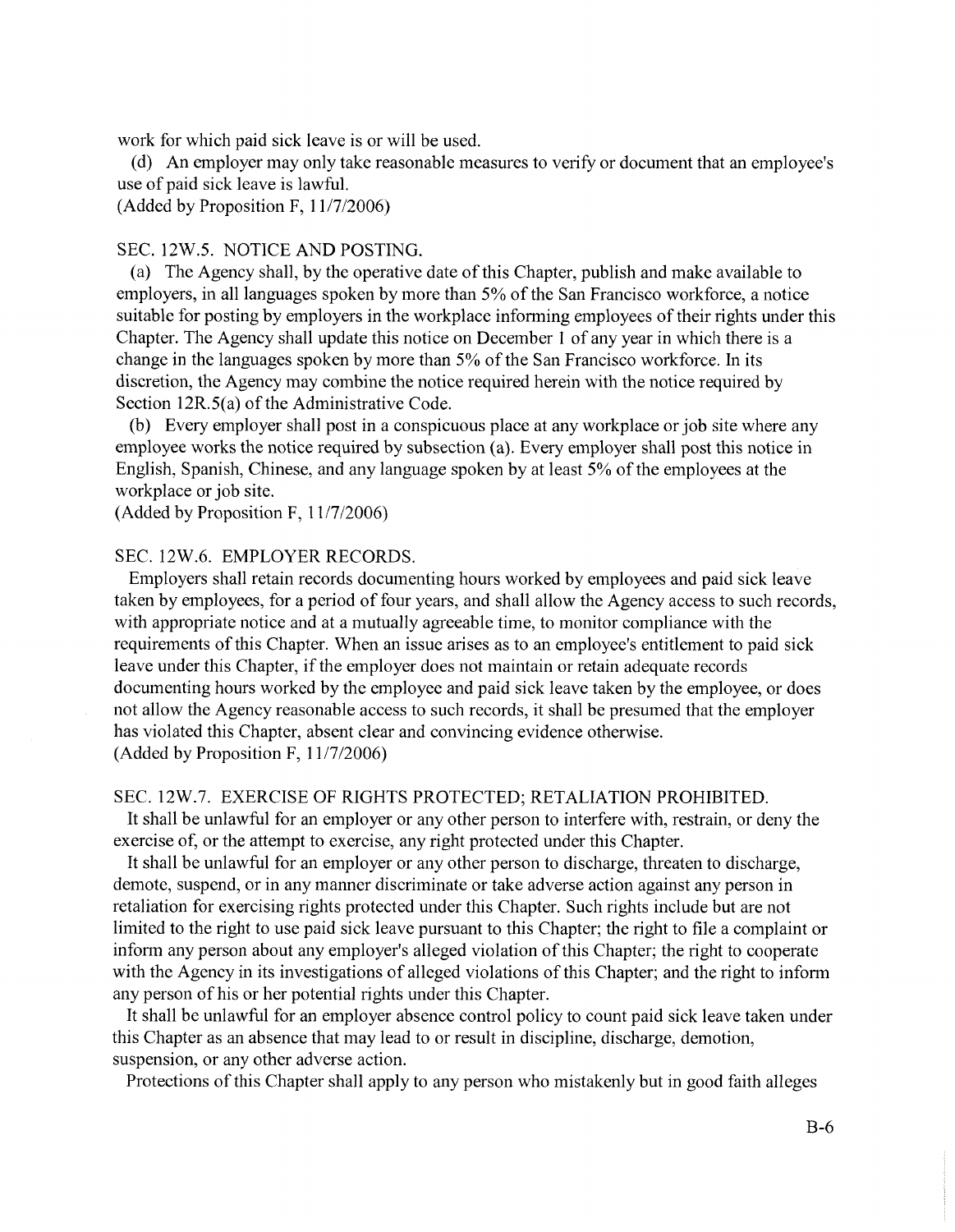work for which paid sick leave is or will be used.

(d) An employer may only take reasonable measures to verify or document that an employee's use of paid sick leave is lawful.

(Added by Proposition F, 11/7/2006)

SEC. 12W.5. NOTICE AND POSTING.

(a) The Agency shall, by the operative date of this Chapter, publish and make available to employers, in all languages spoken by more than 5% of the San Francisco workforce, a notice suitable for posting by employers in the workplace informing employees of their rights under this Chapter. The Agency shall update this notice on December 1 of any year in which there is a change in the languages spoken by more than 5% of the San Francisco workforce. In its discretion, the Agency may combine the notice required herein with the notice required by Section 12R.5(a) of the Administrative Code.

(b) Every employer shall post in a conspicuous place at any workplace or job site where any employee works the notice required by subsection (a). Every employer shall post this notice in English, Spanish, Chinese, and any language spoken by at least 5% of the employees at the workplace or job site.

(Added by Proposition F, 11/7/2006)

SEC. 12W.6. EMPLOYER RECORDS.

Employers shall retain records documenting hours worked by employees and paid sick leave taken by employees, for a period of four years, and shall allow the Agency access to such records, with appropriate notice and at a mutually agreeable time, to monitor compliance with the requirements of this Chapter. When an issue arises as to an employee's entitlement to paid sick leave under this Chapter, if the employer does not maintain or retain adequate records documenting hours worked by the employee and paid sick leave taken by the employee, or does not allow the Agency reasonable access to such records, it shall be presumed that the employer has violated this Chapter, absent clear and convincing evidence otherwise.

(Added by Proposition F, 11/7/2006)

SEC. 12W.7. EXERCISE OF RIGHTS PROTECTED; RETALIATION PROHIBITED.

It shall be unlawful for an employer or any other person to interfere with, restrain, or deny the exercise of, or the attempt to exercise, any right protected under this Chapter.

It shall be unlawful for an employer or any other person to discharge, threaten to discharge, demote, suspend, or in any manner discriminate or take adverse action against any person in retaliation for exercising rights protected under this Chapter. Such rights include but are not limited to the right to use paid sick leave pursuant to this Chapter; the right to file a complaint or inform any person about any employer's alleged violation of this Chapter; the right to cooperate with the Agency in its investigations of alleged violations of this Chapter; and the right to inform any person of his or her potential rights under this Chapter.

It shall be unlawful for an employer absence control policy to count paid sick leave taken under this Chapter as an absence that may lead to or result in discipline, discharge, demotion, suspension, or any other adverse action.

Protections of this Chapter shall apply to any person who mistakenly but in good faith alleges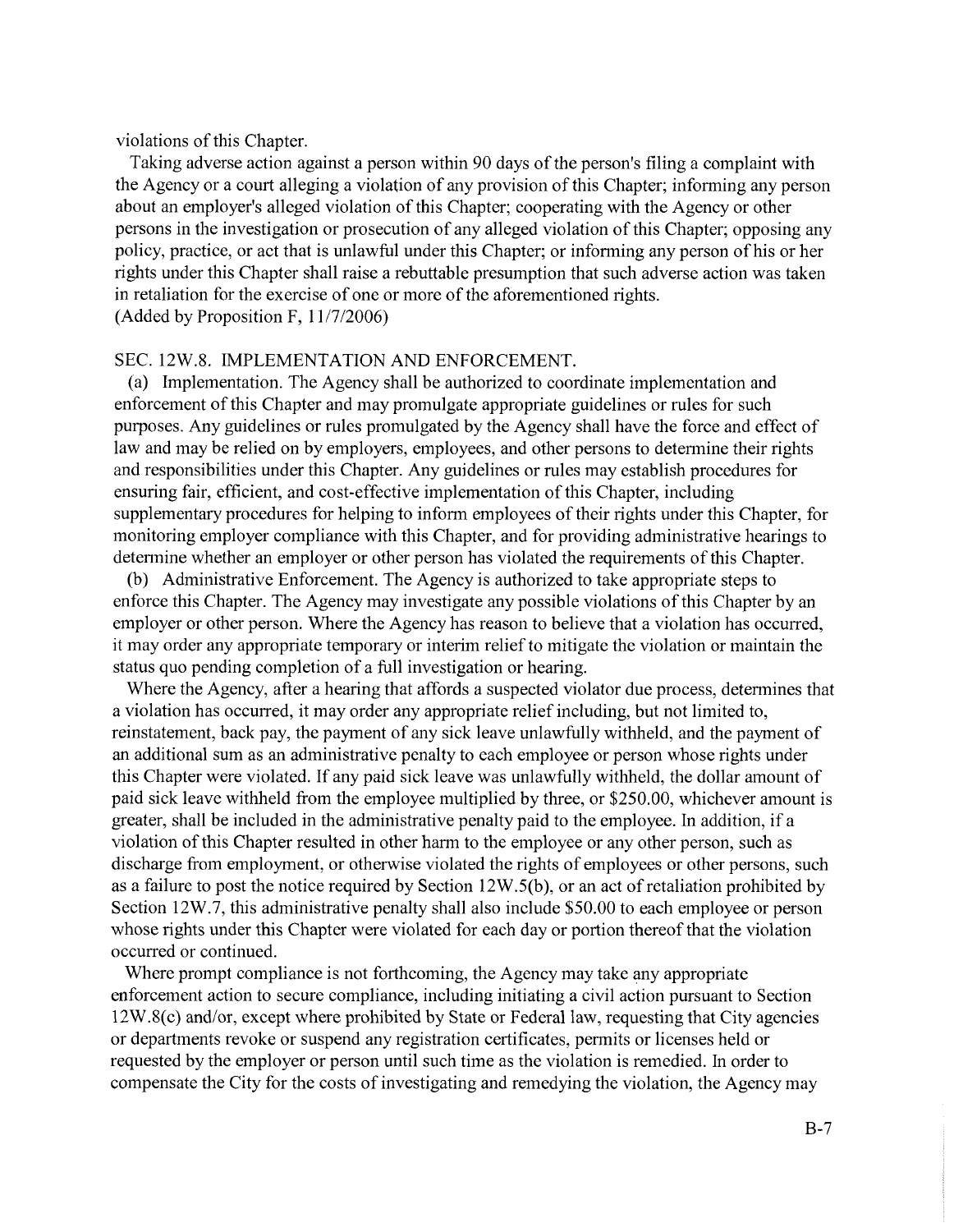violations of this Chapter.

Taking adverse action against a person within 90 days of the person's filing a complaint with the Agency or a court alleging a violation of any provision of this Chapter; informing any person about an employer's alleged violation of this Chapter; cooperating with the Agency or other persons in the investigation or prosecution of any alleged violation of this Chapter; opposing any policy, practice, or act that is unlawful under this Chapter; or informing any person of his or her rights under this Chapter shall raise a rebuttable presumption that such adverse action was taken in retaliation for the exercise of one or more of the aforementioned rights.
(Added by Proposition F, 11/7/2006)

SEC. 12W.8. IMPLEMENTATION AND ENFORCEMENT.

(a) Implementation. The Agency shall be authorized to coordinate implementation and enforcement of this Chapter and may promulgate appropriate guidelines or rules for such purposes. Any guidelines or rules promulgated by the Agency shall have the force and effect of law and may be relied on by employers, employees, and other persons to determine their rights and responsibilities under this Chapter. Any guidelines or rules may establish procedures for ensuring fair, efficient, and cost-effective implementation of this Chapter, including supplementary procedures for helping to inform employees of their rights under this Chapter, for monitoring employer compliance with this Chapter, and for providing administrative hearings to determine whether an employer or other person has violated the requirements of this Chapter.

(b) Administrative Enforcement. The Agency is authorized to take appropriate steps to enforce this Chapter. The Agency may investigate any possible violations of this Chapter by an employer or other person. Where the Agency has reason to believe that a violation has occurred, it may order any appropriate temporary or interim relief to mitigate the violation or maintain the status quo pending completion of a full investigation or hearing.

Where the Agency, after a hearing that affords a suspected violator due process, determines that a violation has occurred, it may order any appropriate relief including, but not limited to, reinstatement, back pay, the payment of any sick leave unlawfully withheld, and the payment of an additional sum as an administrative penalty to each employee or person whose rights under this Chapter were violated. If any paid sick leave was unlawfully withheld, the dollar amount of paid sick leave withheld from the employee multiplied by three, or $250.00, whichever amount is greater, shall be included in the administrative penalty paid to the employee. In addition, if a violation of this Chapter resulted in other harm to the employee or any other person, such as discharge from employment, or otherwise violated the rights of employees or other persons, such as a failure to post the notice required by Section 12W.5(b), or an act of retaliation prohibited by Section 12W.7, this administrative penalty shall also include $50.00 to each employee or person whose rights under this Chapter were violated for each day or portion thereof that the violation occurred or continued.

Where prompt compliance is not forthcoming, the Agency may take any appropriate enforcement action to secure compliance, including initiating a civil action pursuant to Section 12W.8(c) and/or, except where prohibited by State or Federal law, requesting that City agencies or departments revoke or suspend any registration certificates, permits or licenses held or requested by the employer or person until such time as the violation is remedied. In order to compensate the City for the costs of investigating and remedying the violation, the Agency may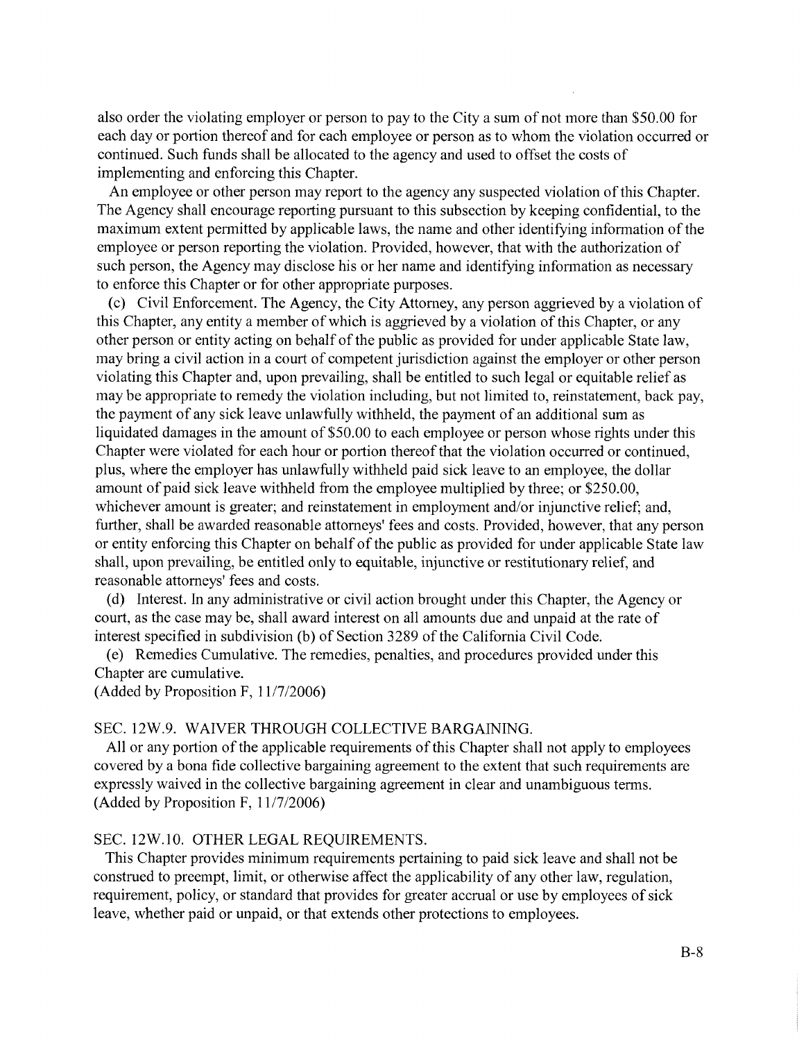also order the violating employer or person to pay to the City a sum of not more than $50.00 for each day or portion thereof and for each employee or person as to whom the violation occurred or continued. Such funds shall be allocated to the agency and used to offset the costs of implementing and enforcing this Chapter.

An employee or other person may report to the agency any suspected violation of this Chapter. The Agency shall encourage reporting pursuant to this subsection by keeping confidential, to the maximum extent permitted by applicable laws, the name and other identifying information of the employee or person reporting the violation. Provided, however, that with the authorization of such person, the Agency may disclose his or her name and identifying information as necessary to enforce this Chapter or for other appropriate purposes.

(c) Civil Enforcement. The Agency, the City Attorney, any person aggrieved by a violation of this Chapter, any entity a member of which is aggrieved by a violation of this Chapter, or any other person or entity acting on behalf of the public as provided for under applicable State law, may bring a civil action in a court of competent jurisdiction against the employer or other person violating this Chapter and, upon prevailing, shall be entitled to such legal or equitable relief as may be appropriate to remedy the violation including, but not limited to, reinstatement, back pay, the payment of any sick leave unlawfully withheld, the payment of an additional sum as liquidated damages in the amount of $50.00 to each employee or person whose rights under this Chapter were violated for each hour or portion thereof that the violation occurred or continued, plus, where the employer has unlawfully withheld paid sick leave to an employee, the dollar amount of paid sick leave withheld from the employee multiplied by three; or $250.00, whichever amount is greater; and reinstatement in employment and/or injunctive relief; and, further, shall be awarded reasonable attorneys' fees and costs. Provided, however, that any person or entity enforcing this Chapter on behalf of the public as provided for under applicable State law shall, upon prevailing, be entitled only to equitable, injunctive or restitutionary relief, and reasonable attorneys' fees and costs.

(d) Interest. In any administrative or civil action brought under this Chapter, the Agency or court, as the case may be, shall award interest on all amounts due and unpaid at the rate of interest specified in subdivision (b) of Section 3289 of the California Civil Code.

(e) Remedies Cumulative. The remedies, penalties, and procedures provided under this Chapter are cumulative.

(Added by Proposition F, 11/7/2006)

SEC. 12W.9. WAIVER THROUGH COLLECTIVE BARGAINING.

All or any portion of the applicable requirements of this Chapter shall not apply to employees covered by a bona fide collective bargaining agreement to the extent that such requirements are expressly waived in the collective bargaining agreement in clear and unambiguous terms.

(Added by Proposition F, 11/7/2006)

SEC. 12W.10. OTHER LEGAL REQUIREMENTS.

This Chapter provides minimum requirements pertaining to paid sick leave and shall not be construed to preempt, limit, or otherwise affect the applicability of any other law, regulation, requirement, policy, or standard that provides for greater accrual or use by employees of sick leave, whether paid or unpaid, or that extends other protections to employees.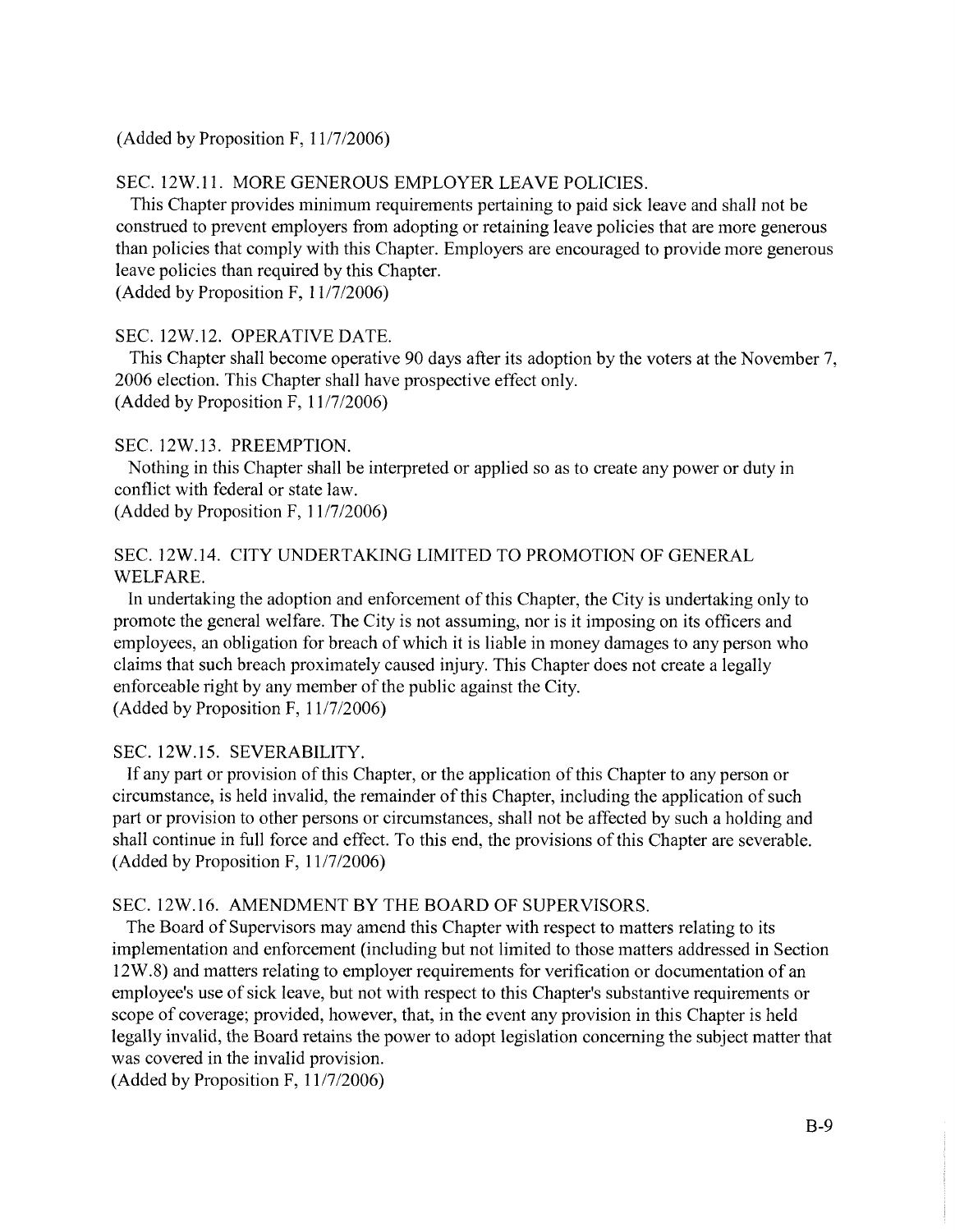(Added by Proposition F, 11/7/2006)

### SEC. 12W.11. MORE GENEROUS EMPLOYER LEAVE POLICIES.

This Chapter provides minimum requirements pertaining to paid sick leave and shall not be construed to prevent employers from adopting or retaining leave policies that are more generous than policies that comply with this Chapter. Employers are encouraged to provide more generous leave policies than required by this Chapter.
(Added by Proposition F, 11/7/2006)

### SEC. 12W.12. OPERATIVE DATE.

This Chapter shall become operative 90 days after its adoption by the voters at the November 7, 2006 election. This Chapter shall have prospective effect only.
(Added by Proposition F, 11/7/2006)

### SEC. 12W.13. PREEMPTION.

Nothing in this Chapter shall be interpreted or applied so as to create any power or duty in conflict with federal or state law.
(Added by Proposition F, 11/7/2006)

### SEC. 12W.14. CITY UNDERTAKING LIMITED TO PROMOTION OF GENERAL WELFARE.

In undertaking the adoption and enforcement of this Chapter, the City is undertaking only to promote the general welfare. The City is not assuming, nor is it imposing on its officers and employees, an obligation for breach of which it is liable in money damages to any person who claims that such breach proximately caused injury. This Chapter does not create a legally enforceable right by any member of the public against the City.
(Added by Proposition F, 11/7/2006)

### SEC. 12W.15. SEVERABILITY.

If any part or provision of this Chapter, or the application of this Chapter to any person or circumstance, is held invalid, the remainder of this Chapter, including the application of such part or provision to other persons or circumstances, shall not be affected by such a holding and shall continue in full force and effect. To this end, the provisions of this Chapter are severable.
(Added by Proposition F, 11/7/2006)

### SEC. 12W.16. AMENDMENT BY THE BOARD OF SUPERVISORS.

The Board of Supervisors may amend this Chapter with respect to matters relating to its implementation and enforcement (including but not limited to those matters addressed in Section 12W.8) and matters relating to employer requirements for verification or documentation of an employee's use of sick leave, but not with respect to this Chapter's substantive requirements or scope of coverage; provided, however, that, in the event any provision in this Chapter is held legally invalid, the Board retains the power to adopt legislation concerning the subject matter that was covered in the invalid provision.
(Added by Proposition F, 11/7/2006)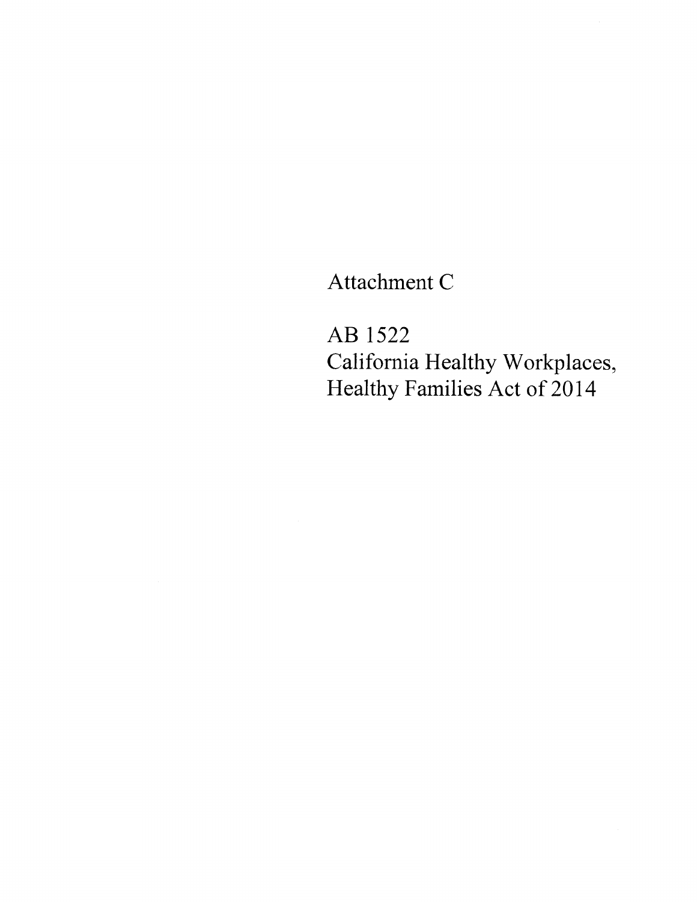Attachment C

AB 1522
California Healthy Workplaces, Healthy Families Act of 2014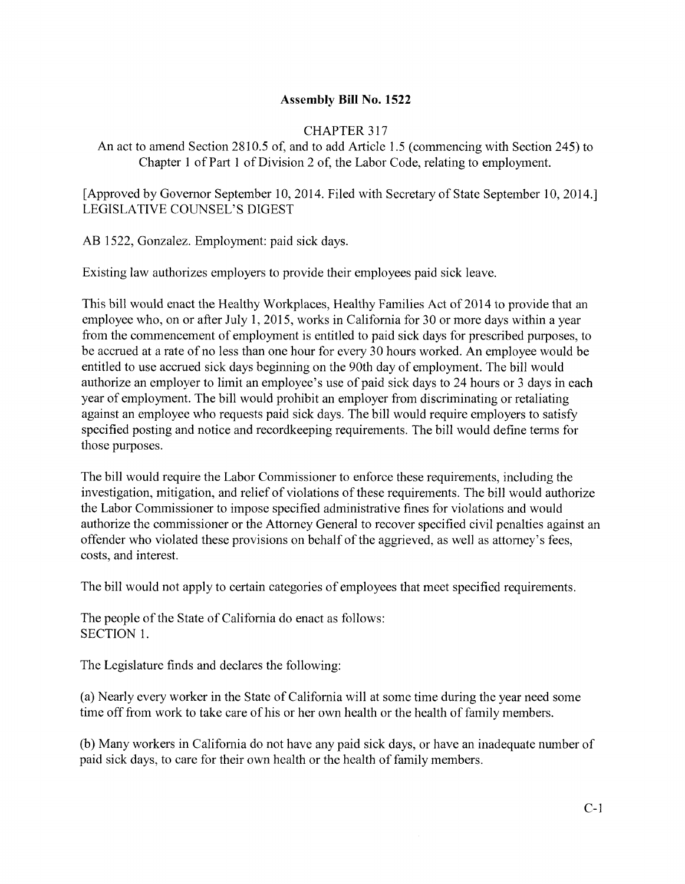**Assembly Bill No. 1522**

CHAPTER 317

An act to amend Section 2810.5 of, and to add Article 1.5 (commencing with Section 245) to Chapter 1 of Part 1 of Division 2 of, the Labor Code, relating to employment.

[Approved by Governor September 10, 2014. Filed with Secretary of State September 10, 2014.]
LEGISLATIVE COUNSEL'S DIGEST

AB 1522, Gonzalez. Employment: paid sick days.

Existing law authorizes employers to provide their employees paid sick leave.

This bill would enact the Healthy Workplaces, Healthy Families Act of 2014 to provide that an employee who, on or after July 1, 2015, works in California for 30 or more days within a year from the commencement of employment is entitled to paid sick days for prescribed purposes, to be accrued at a rate of no less than one hour for every 30 hours worked. An employee would be entitled to use accrued sick days beginning on the 90th day of employment. The bill would authorize an employer to limit an employee's use of paid sick days to 24 hours or 3 days in each year of employment. The bill would prohibit an employer from discriminating or retaliating against an employee who requests paid sick days. The bill would require employers to satisfy specified posting and notice and recordkeeping requirements. The bill would define terms for those purposes.

The bill would require the Labor Commissioner to enforce these requirements, including the investigation, mitigation, and relief of violations of these requirements. The bill would authorize the Labor Commissioner to impose specified administrative fines for violations and would authorize the commissioner or the Attorney General to recover specified civil penalties against an offender who violated these provisions on behalf of the aggrieved, as well as attorney's fees, costs, and interest.

The bill would not apply to certain categories of employees that meet specified requirements.

The people of the State of California do enact as follows:
SECTION 1.

The Legislature finds and declares the following:

(a) Nearly every worker in the State of California will at some time during the year need some time off from work to take care of his or her own health or the health of family members.

(b) Many workers in California do not have any paid sick days, or have an inadequate number of paid sick days, to care for their own health or the health of family members.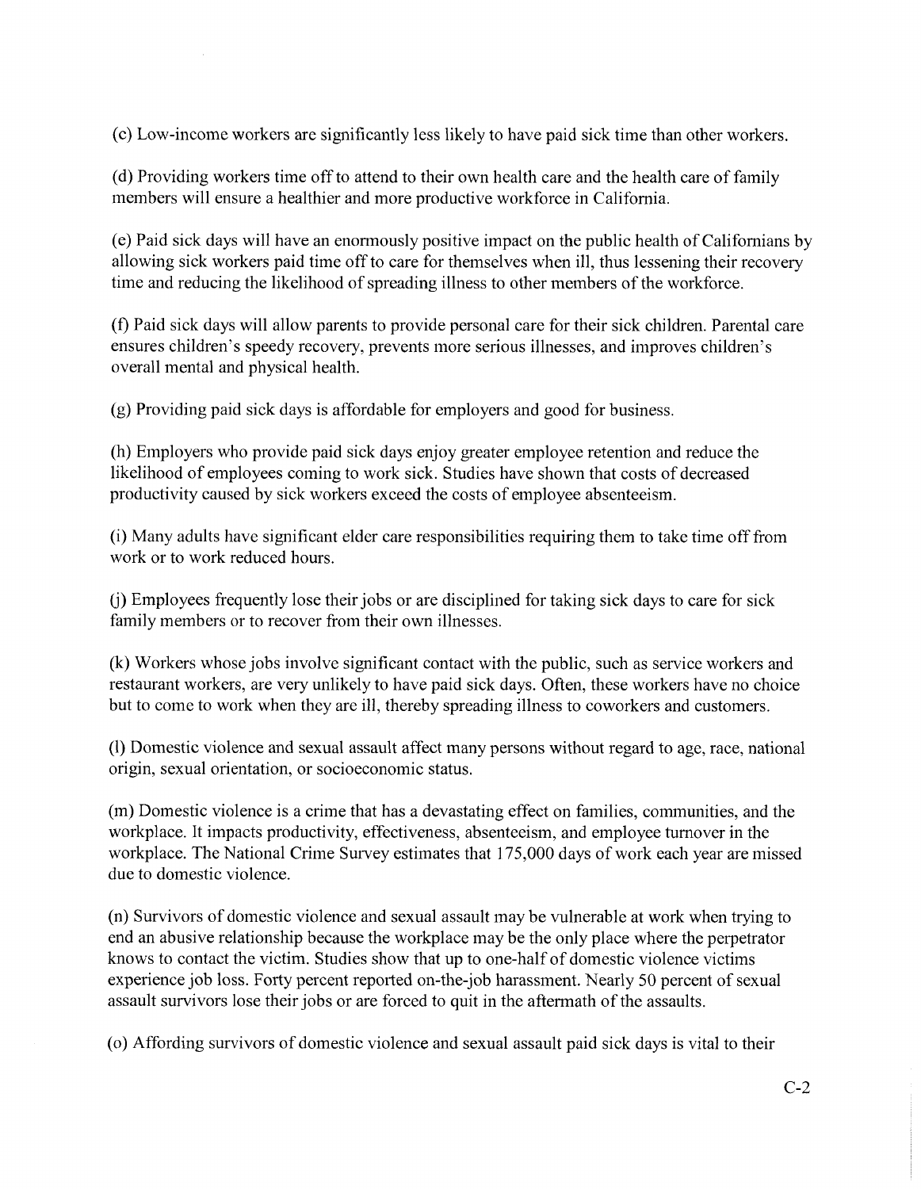(c) Low-income workers are significantly less likely to have paid sick time than other workers.

(d) Providing workers time off to attend to their own health care and the health care of family members will ensure a healthier and more productive workforce in California.

(e) Paid sick days will have an enormously positive impact on the public health of Californians by allowing sick workers paid time off to care for themselves when ill, thus lessening their recovery time and reducing the likelihood of spreading illness to other members of the workforce.

(f) Paid sick days will allow parents to provide personal care for their sick children. Parental care ensures children's speedy recovery, prevents more serious illnesses, and improves children's overall mental and physical health.

(g) Providing paid sick days is affordable for employers and good for business.

(h) Employers who provide paid sick days enjoy greater employee retention and reduce the likelihood of employees coming to work sick. Studies have shown that costs of decreased productivity caused by sick workers exceed the costs of employee absenteeism.

(i) Many adults have significant elder care responsibilities requiring them to take time off from work or to work reduced hours.

(j) Employees frequently lose their jobs or are disciplined for taking sick days to care for sick family members or to recover from their own illnesses.

(k) Workers whose jobs involve significant contact with the public, such as service workers and restaurant workers, are very unlikely to have paid sick days. Often, these workers have no choice but to come to work when they are ill, thereby spreading illness to coworkers and customers.

(l) Domestic violence and sexual assault affect many persons without regard to age, race, national origin, sexual orientation, or socioeconomic status.

(m) Domestic violence is a crime that has a devastating effect on families, communities, and the workplace. It impacts productivity, effectiveness, absenteeism, and employee turnover in the workplace. The National Crime Survey estimates that 175,000 days of work each year are missed due to domestic violence.

(n) Survivors of domestic violence and sexual assault may be vulnerable at work when trying to end an abusive relationship because the workplace may be the only place where the perpetrator knows to contact the victim. Studies show that up to one-half of domestic violence victims experience job loss. Forty percent reported on-the-job harassment. Nearly 50 percent of sexual assault survivors lose their jobs or are forced to quit in the aftermath of the assaults.

(o) Affording survivors of domestic violence and sexual assault paid sick days is vital to their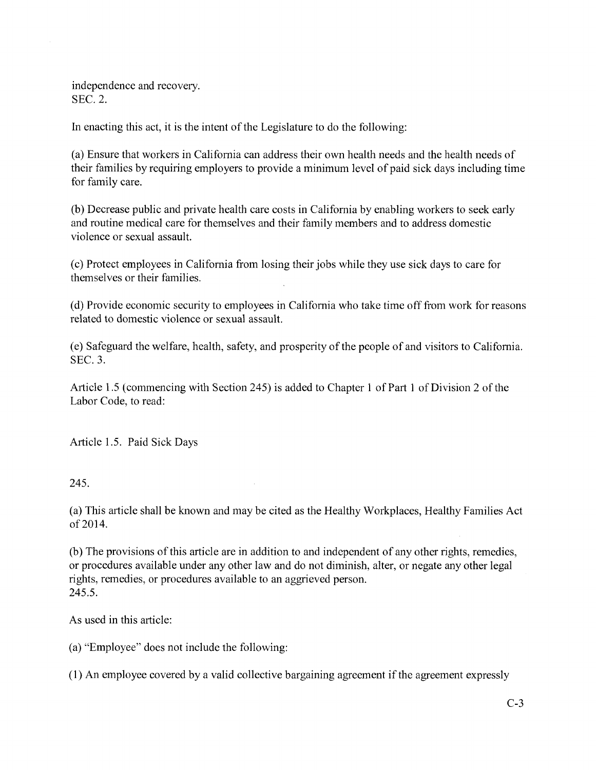independence and recovery.
SEC. 2.

In enacting this act, it is the intent of the Legislature to do the following:

(a) Ensure that workers in California can address their own health needs and the health needs of their families by requiring employers to provide a minimum level of paid sick days including time for family care.

(b) Decrease public and private health care costs in California by enabling workers to seek early and routine medical care for themselves and their family members and to address domestic violence or sexual assault.

(c) Protect employees in California from losing their jobs while they use sick days to care for themselves or their families.

(d) Provide economic security to employees in California who take time off from work for reasons related to domestic violence or sexual assault.

(e) Safeguard the welfare, health, safety, and prosperity of the people of and visitors to California.
SEC. 3.

Article 1.5 (commencing with Section 245) is added to Chapter 1 of Part 1 of Division 2 of the Labor Code, to read:

Article 1.5. Paid Sick Days

245.

(a) This article shall be known and may be cited as the Healthy Workplaces, Healthy Families Act of 2014.

(b) The provisions of this article are in addition to and independent of any other rights, remedies, or procedures available under any other law and do not diminish, alter, or negate any other legal rights, remedies, or procedures available to an aggrieved person.
245.5.

As used in this article:

(a) "Employee" does not include the following:

(1) An employee covered by a valid collective bargaining agreement if the agreement expressly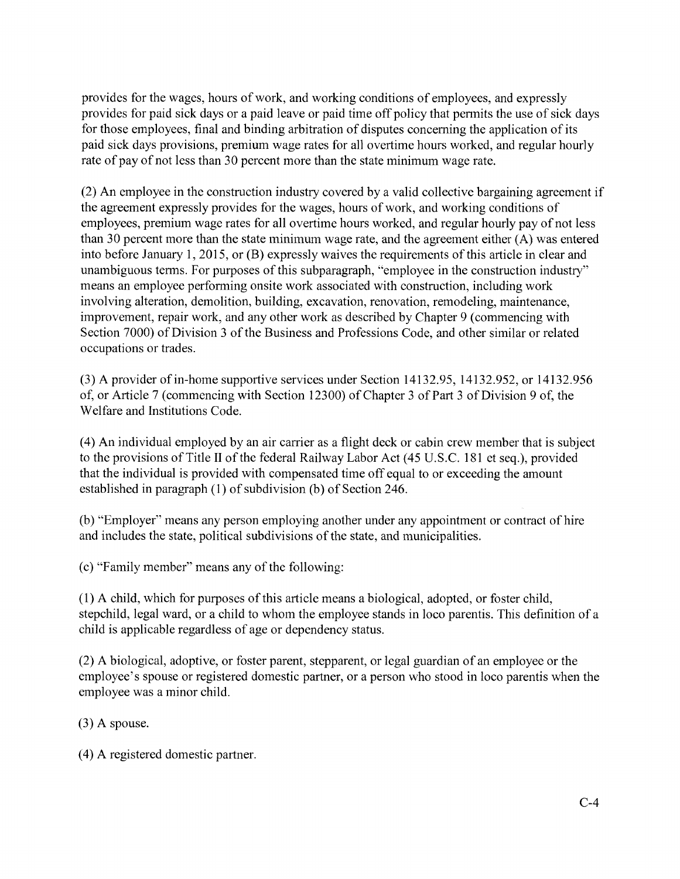provides for the wages, hours of work, and working conditions of employees, and expressly provides for paid sick days or a paid leave or paid time off policy that permits the use of sick days for those employees, final and binding arbitration of disputes concerning the application of its paid sick days provisions, premium wage rates for all overtime hours worked, and regular hourly rate of pay of not less than 30 percent more than the state minimum wage rate.

(2) An employee in the construction industry covered by a valid collective bargaining agreement if the agreement expressly provides for the wages, hours of work, and working conditions of employees, premium wage rates for all overtime hours worked, and regular hourly pay of not less than 30 percent more than the state minimum wage rate, and the agreement either (A) was entered into before January 1, 2015, or (B) expressly waives the requirements of this article in clear and unambiguous terms. For purposes of this subparagraph, "employee in the construction industry" means an employee performing onsite work associated with construction, including work involving alteration, demolition, building, excavation, renovation, remodeling, maintenance, improvement, repair work, and any other work as described by Chapter 9 (commencing with Section 7000) of Division 3 of the Business and Professions Code, and other similar or related occupations or trades.

(3) A provider of in-home supportive services under Section 14132.95, 14132.952, or 14132.956 of, or Article 7 (commencing with Section 12300) of Chapter 3 of Part 3 of Division 9 of, the Welfare and Institutions Code.

(4) An individual employed by an air carrier as a flight deck or cabin crew member that is subject to the provisions of Title II of the federal Railway Labor Act (45 U.S.C. 181 et seq.), provided that the individual is provided with compensated time off equal to or exceeding the amount established in paragraph (1) of subdivision (b) of Section 246.

(b) "Employer" means any person employing another under any appointment or contract of hire and includes the state, political subdivisions of the state, and municipalities.

(c) "Family member" means any of the following:

(1) A child, which for purposes of this article means a biological, adopted, or foster child, stepchild, legal ward, or a child to whom the employee stands in loco parentis. This definition of a child is applicable regardless of age or dependency status.

(2) A biological, adoptive, or foster parent, stepparent, or legal guardian of an employee or the employee's spouse or registered domestic partner, or a person who stood in loco parentis when the employee was a minor child.

(3) A spouse.

(4) A registered domestic partner.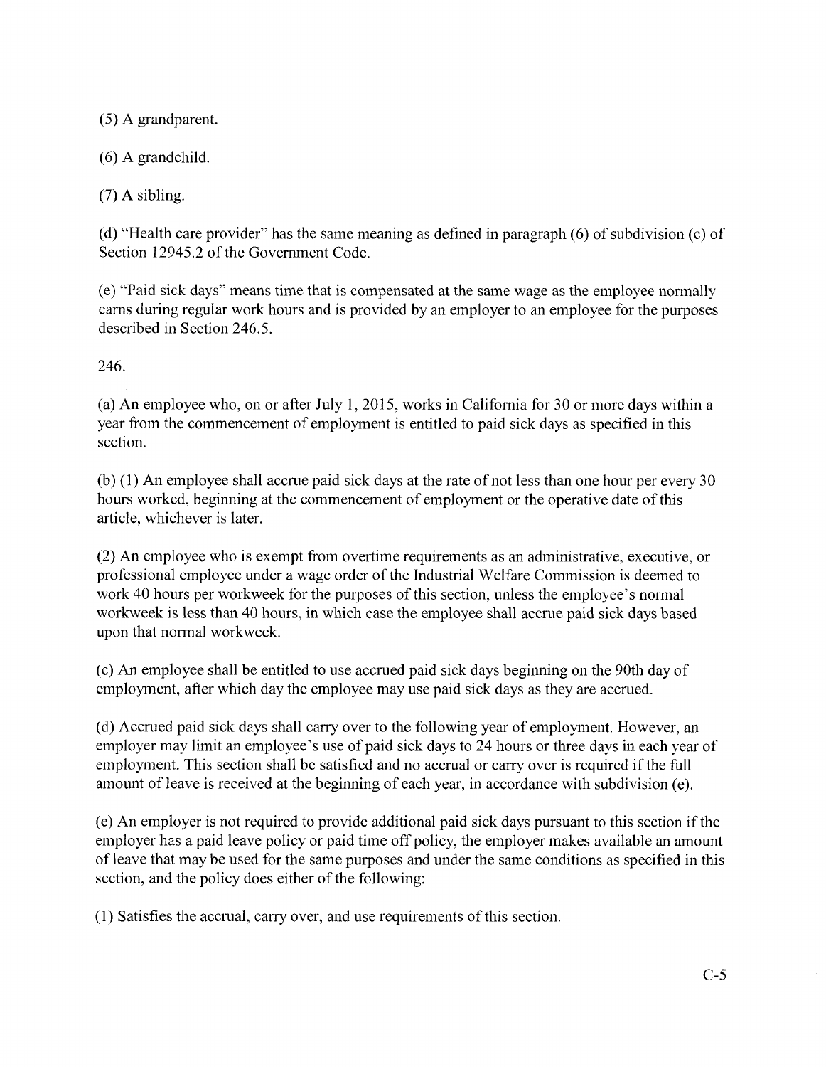(5) A grandparent.

(6) A grandchild.

(7) A sibling.

(d) "Health care provider" has the same meaning as defined in paragraph (6) of subdivision (c) of Section 12945.2 of the Government Code.

(e) "Paid sick days" means time that is compensated at the same wage as the employee normally earns during regular work hours and is provided by an employer to an employee for the purposes described in Section 246.5.

246.

(a) An employee who, on or after July 1, 2015, works in California for 30 or more days within a year from the commencement of employment is entitled to paid sick days as specified in this section.

(b) (1) An employee shall accrue paid sick days at the rate of not less than one hour per every 30 hours worked, beginning at the commencement of employment or the operative date of this article, whichever is later.

(2) An employee who is exempt from overtime requirements as an administrative, executive, or professional employee under a wage order of the Industrial Welfare Commission is deemed to work 40 hours per workweek for the purposes of this section, unless the employee's normal workweek is less than 40 hours, in which case the employee shall accrue paid sick days based upon that normal workweek.

(c) An employee shall be entitled to use accrued paid sick days beginning on the 90th day of employment, after which day the employee may use paid sick days as they are accrued.

(d) Accrued paid sick days shall carry over to the following year of employment. However, an employer may limit an employee's use of paid sick days to 24 hours or three days in each year of employment. This section shall be satisfied and no accrual or carry over is required if the full amount of leave is received at the beginning of each year, in accordance with subdivision (e).

(e) An employer is not required to provide additional paid sick days pursuant to this section if the employer has a paid leave policy or paid time off policy, the employer makes available an amount of leave that may be used for the same purposes and under the same conditions as specified in this section, and the policy does either of the following:

(1) Satisfies the accrual, carry over, and use requirements of this section.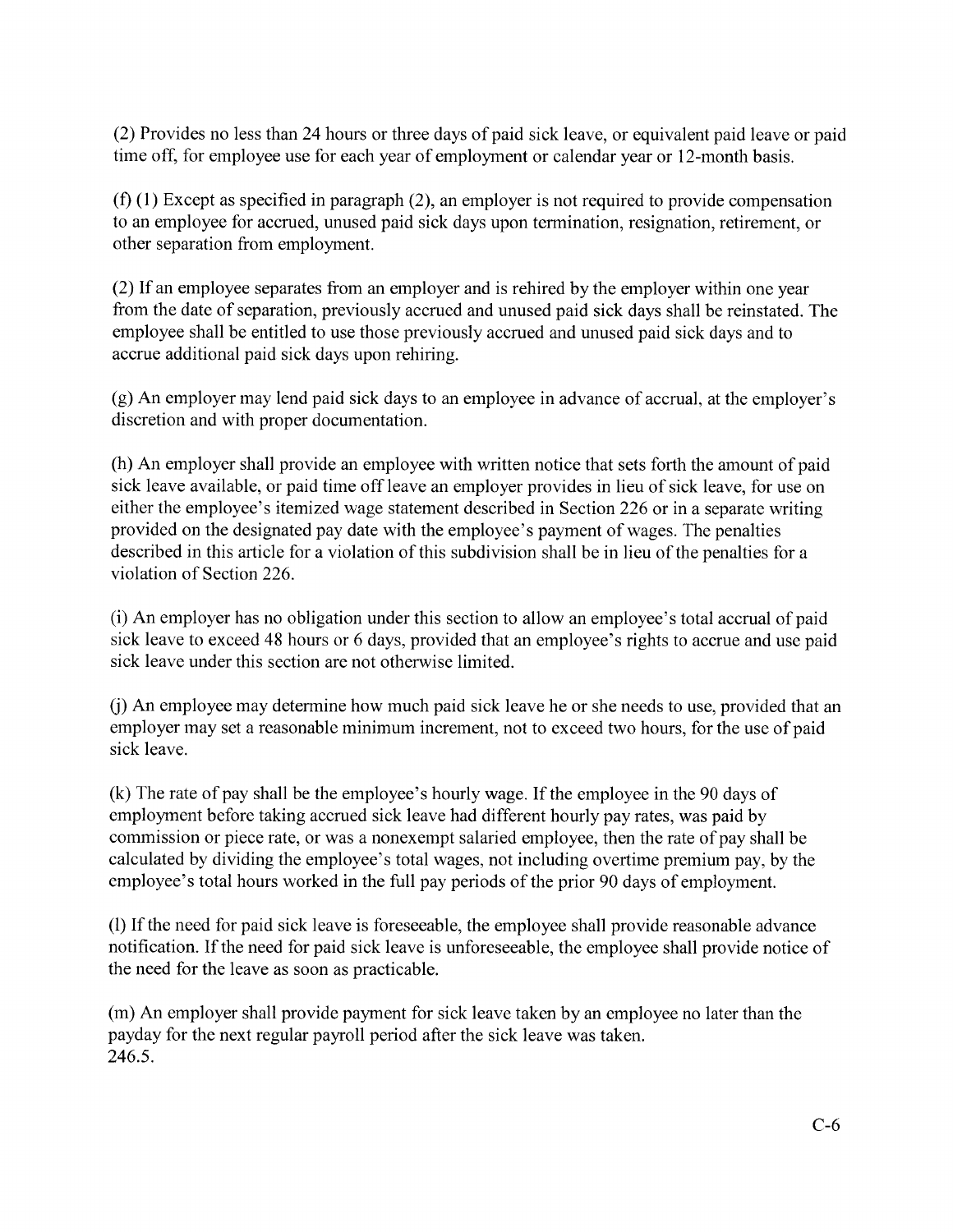(2) Provides no less than 24 hours or three days of paid sick leave, or equivalent paid leave or paid time off, for employee use for each year of employment or calendar year or 12-month basis.

(f) (1) Except as specified in paragraph (2), an employer is not required to provide compensation to an employee for accrued, unused paid sick days upon termination, resignation, retirement, or other separation from employment.

(2) If an employee separates from an employer and is rehired by the employer within one year from the date of separation, previously accrued and unused paid sick days shall be reinstated. The employee shall be entitled to use those previously accrued and unused paid sick days and to accrue additional paid sick days upon rehiring.

(g) An employer may lend paid sick days to an employee in advance of accrual, at the employer's discretion and with proper documentation.

(h) An employer shall provide an employee with written notice that sets forth the amount of paid sick leave available, or paid time off leave an employer provides in lieu of sick leave, for use on either the employee's itemized wage statement described in Section 226 or in a separate writing provided on the designated pay date with the employee's payment of wages. The penalties described in this article for a violation of this subdivision shall be in lieu of the penalties for a violation of Section 226.

(i) An employer has no obligation under this section to allow an employee's total accrual of paid sick leave to exceed 48 hours or 6 days, provided that an employee's rights to accrue and use paid sick leave under this section are not otherwise limited.

(j) An employee may determine how much paid sick leave he or she needs to use, provided that an employer may set a reasonable minimum increment, not to exceed two hours, for the use of paid sick leave.

(k) The rate of pay shall be the employee's hourly wage. If the employee in the 90 days of employment before taking accrued sick leave had different hourly pay rates, was paid by commission or piece rate, or was a nonexempt salaried employee, then the rate of pay shall be calculated by dividing the employee's total wages, not including overtime premium pay, by the employee's total hours worked in the full pay periods of the prior 90 days of employment.

(l) If the need for paid sick leave is foreseeable, the employee shall provide reasonable advance notification. If the need for paid sick leave is unforeseeable, the employee shall provide notice of the need for the leave as soon as practicable.

(m) An employer shall provide payment for sick leave taken by an employee no later than the payday for the next regular payroll period after the sick leave was taken.
246.5.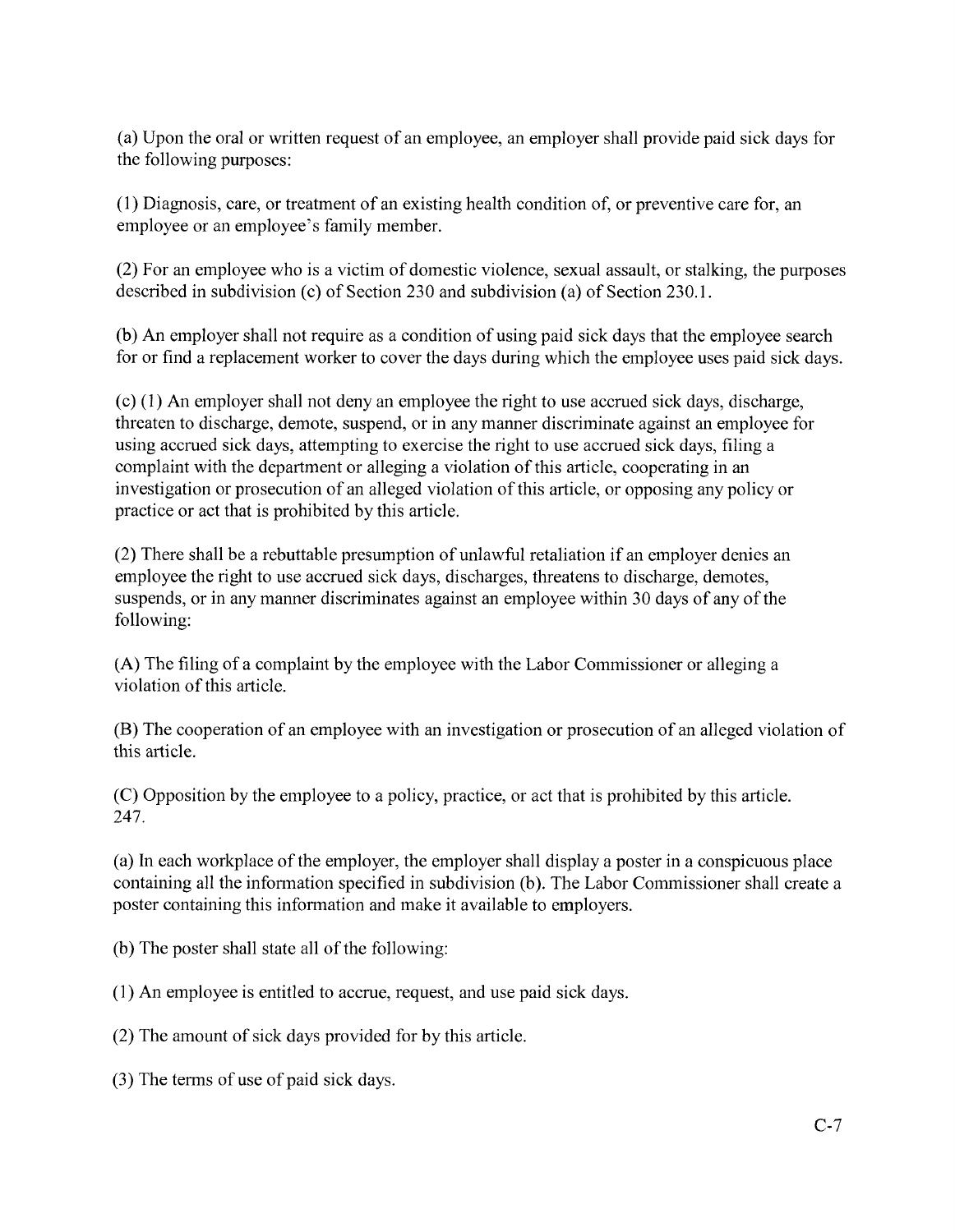(a) Upon the oral or written request of an employee, an employer shall provide paid sick days for the following purposes:

(1) Diagnosis, care, or treatment of an existing health condition of, or preventive care for, an employee or an employee's family member.

(2) For an employee who is a victim of domestic violence, sexual assault, or stalking, the purposes described in subdivision (c) of Section 230 and subdivision (a) of Section 230.1.

(b) An employer shall not require as a condition of using paid sick days that the employee search for or find a replacement worker to cover the days during which the employee uses paid sick days.

(c) (1) An employer shall not deny an employee the right to use accrued sick days, discharge, threaten to discharge, demote, suspend, or in any manner discriminate against an employee for using accrued sick days, attempting to exercise the right to use accrued sick days, filing a complaint with the department or alleging a violation of this article, cooperating in an investigation or prosecution of an alleged violation of this article, or opposing any policy or practice or act that is prohibited by this article.

(2) There shall be a rebuttable presumption of unlawful retaliation if an employer denies an employee the right to use accrued sick days, discharges, threatens to discharge, demotes, suspends, or in any manner discriminates against an employee within 30 days of any of the following:

(A) The filing of a complaint by the employee with the Labor Commissioner or alleging a violation of this article.

(B) The cooperation of an employee with an investigation or prosecution of an alleged violation of this article.

(C) Opposition by the employee to a policy, practice, or act that is prohibited by this article.

247.

(a) In each workplace of the employer, the employer shall display a poster in a conspicuous place containing all the information specified in subdivision (b). The Labor Commissioner shall create a poster containing this information and make it available to employers.

(b) The poster shall state all of the following:

(1) An employee is entitled to accrue, request, and use paid sick days.

(2) The amount of sick days provided for by this article.

(3) The terms of use of paid sick days.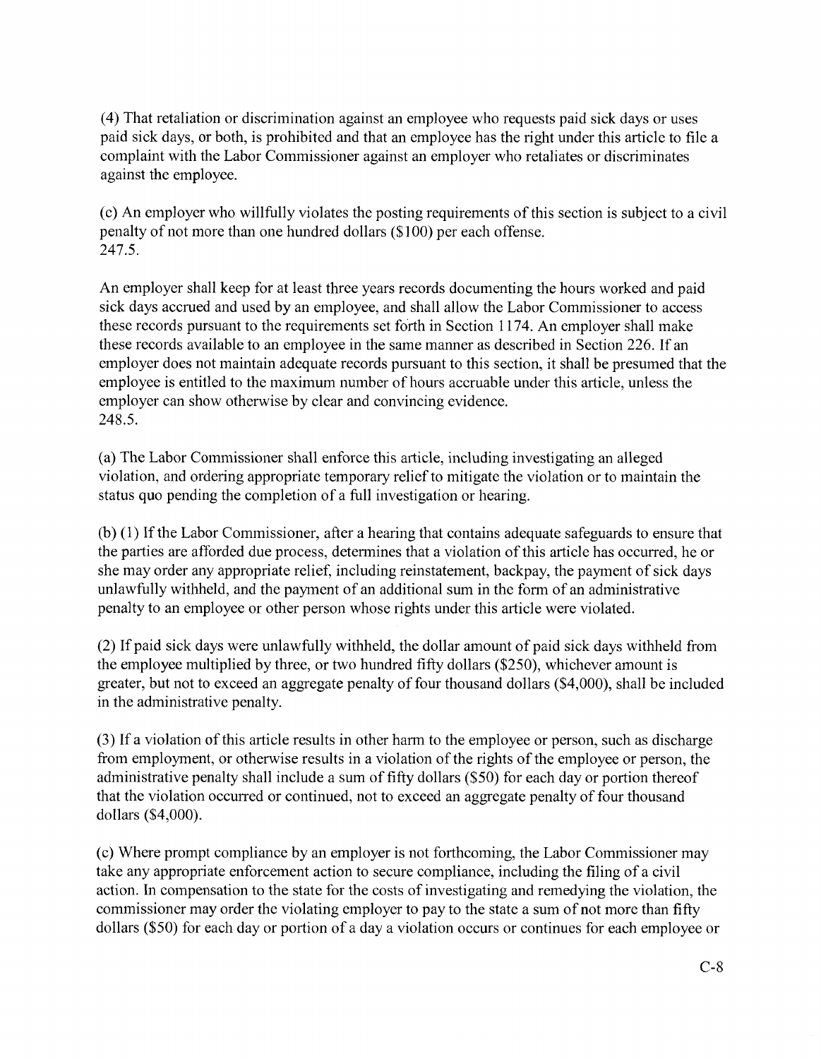(4) That retaliation or discrimination against an employee who requests paid sick days or uses paid sick days, or both, is prohibited and that an employee has the right under this article to file a complaint with the Labor Commissioner against an employer who retaliates or discriminates against the employee.

(c) An employer who willfully violates the posting requirements of this section is subject to a civil penalty of not more than one hundred dollars ($100) per each offense.

247.5.

An employer shall keep for at least three years records documenting the hours worked and paid sick days accrued and used by an employee, and shall allow the Labor Commissioner to access these records pursuant to the requirements set forth in Section 1174. An employer shall make these records available to an employee in the same manner as described in Section 226. If an employer does not maintain adequate records pursuant to this section, it shall be presumed that the employee is entitled to the maximum number of hours accruable under this article, unless the employer can show otherwise by clear and convincing evidence.

248.5.

(a) The Labor Commissioner shall enforce this article, including investigating an alleged violation, and ordering appropriate temporary relief to mitigate the violation or to maintain the status quo pending the completion of a full investigation or hearing.

(b) (1) If the Labor Commissioner, after a hearing that contains adequate safeguards to ensure that the parties are afforded due process, determines that a violation of this article has occurred, he or she may order any appropriate relief, including reinstatement, backpay, the payment of sick days unlawfully withheld, and the payment of an additional sum in the form of an administrative penalty to an employee or other person whose rights under this article were violated.

(2) If paid sick days were unlawfully withheld, the dollar amount of paid sick days withheld from the employee multiplied by three, or two hundred fifty dollars ($250), whichever amount is greater, but not to exceed an aggregate penalty of four thousand dollars ($4,000), shall be included in the administrative penalty.

(3) If a violation of this article results in other harm to the employee or person, such as discharge from employment, or otherwise results in a violation of the rights of the employee or person, the administrative penalty shall include a sum of fifty dollars ($50) for each day or portion thereof that the violation occurred or continued, not to exceed an aggregate penalty of four thousand dollars ($4,000).

(c) Where prompt compliance by an employer is not forthcoming, the Labor Commissioner may take any appropriate enforcement action to secure compliance, including the filing of a civil action. In compensation to the state for the costs of investigating and remedying the violation, the commissioner may order the violating employer to pay to the state a sum of not more than fifty dollars ($50) for each day or portion of a day a violation occurs or continues for each employee or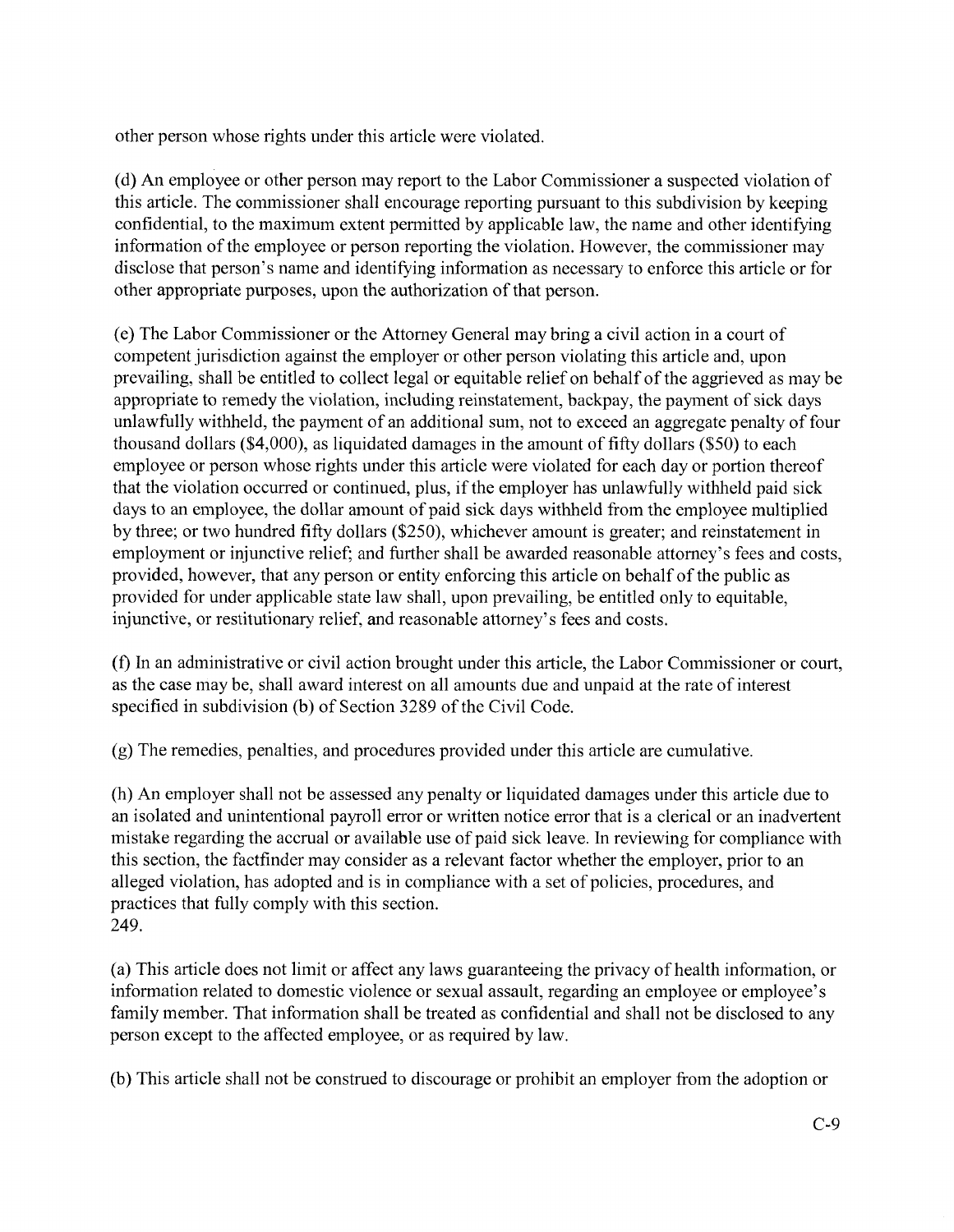other person whose rights under this article were violated.

(d) An employee or other person may report to the Labor Commissioner a suspected violation of this article. The commissioner shall encourage reporting pursuant to this subdivision by keeping confidential, to the maximum extent permitted by applicable law, the name and other identifying information of the employee or person reporting the violation. However, the commissioner may disclose that person's name and identifying information as necessary to enforce this article or for other appropriate purposes, upon the authorization of that person.

(e) The Labor Commissioner or the Attorney General may bring a civil action in a court of competent jurisdiction against the employer or other person violating this article and, upon prevailing, shall be entitled to collect legal or equitable relief on behalf of the aggrieved as may be appropriate to remedy the violation, including reinstatement, backpay, the payment of sick days unlawfully withheld, the payment of an additional sum, not to exceed an aggregate penalty of four thousand dollars ($4,000), as liquidated damages in the amount of fifty dollars ($50) to each employee or person whose rights under this article were violated for each day or portion thereof that the violation occurred or continued, plus, if the employer has unlawfully withheld paid sick days to an employee, the dollar amount of paid sick days withheld from the employee multiplied by three; or two hundred fifty dollars ($250), whichever amount is greater; and reinstatement in employment or injunctive relief; and further shall be awarded reasonable attorney's fees and costs, provided, however, that any person or entity enforcing this article on behalf of the public as provided for under applicable state law shall, upon prevailing, be entitled only to equitable, injunctive, or restitutionary relief, and reasonable attorney's fees and costs.

(f) In an administrative or civil action brought under this article, the Labor Commissioner or court, as the case may be, shall award interest on all amounts due and unpaid at the rate of interest specified in subdivision (b) of Section 3289 of the Civil Code.

(g) The remedies, penalties, and procedures provided under this article are cumulative.

(h) An employer shall not be assessed any penalty or liquidated damages under this article due to an isolated and unintentional payroll error or written notice error that is a clerical or an inadvertent mistake regarding the accrual or available use of paid sick leave. In reviewing for compliance with this section, the factfinder may consider as a relevant factor whether the employer, prior to an alleged violation, has adopted and is in compliance with a set of policies, procedures, and practices that fully comply with this section.

249.

(a) This article does not limit or affect any laws guaranteeing the privacy of health information, or information related to domestic violence or sexual assault, regarding an employee or employee's family member. That information shall be treated as confidential and shall not be disclosed to any person except to the affected employee, or as required by law.

(b) This article shall not be construed to discourage or prohibit an employer from the adoption or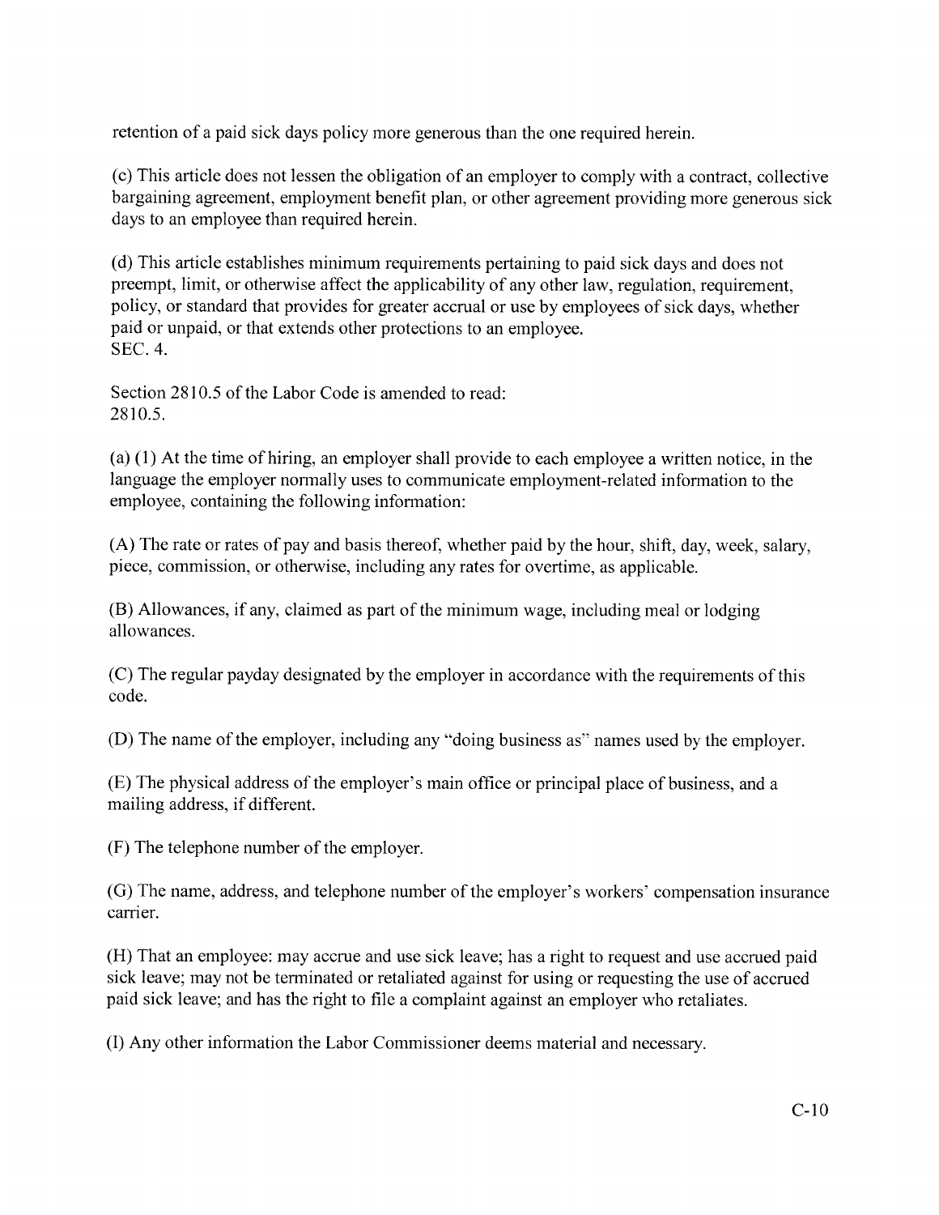retention of a paid sick days policy more generous than the one required herein.

(c) This article does not lessen the obligation of an employer to comply with a contract, collective bargaining agreement, employment benefit plan, or other agreement providing more generous sick days to an employee than required herein.

(d) This article establishes minimum requirements pertaining to paid sick days and does not preempt, limit, or otherwise affect the applicability of any other law, regulation, requirement, policy, or standard that provides for greater accrual or use by employees of sick days, whether paid or unpaid, or that extends other protections to an employee.
SEC. 4.

Section 2810.5 of the Labor Code is amended to read:
2810.5.

(a) (1) At the time of hiring, an employer shall provide to each employee a written notice, in the language the employer normally uses to communicate employment-related information to the employee, containing the following information:

(A) The rate or rates of pay and basis thereof, whether paid by the hour, shift, day, week, salary, piece, commission, or otherwise, including any rates for overtime, as applicable.

(B) Allowances, if any, claimed as part of the minimum wage, including meal or lodging allowances.

(C) The regular payday designated by the employer in accordance with the requirements of this code.

(D) The name of the employer, including any "doing business as" names used by the employer.

(E) The physical address of the employer's main office or principal place of business, and a mailing address, if different.

(F) The telephone number of the employer.

(G) The name, address, and telephone number of the employer's workers' compensation insurance carrier.

(H) That an employee: may accrue and use sick leave; has a right to request and use accrued paid sick leave; may not be terminated or retaliated against for using or requesting the use of accrued paid sick leave; and has the right to file a complaint against an employer who retaliates.

(I) Any other information the Labor Commissioner deems material and necessary.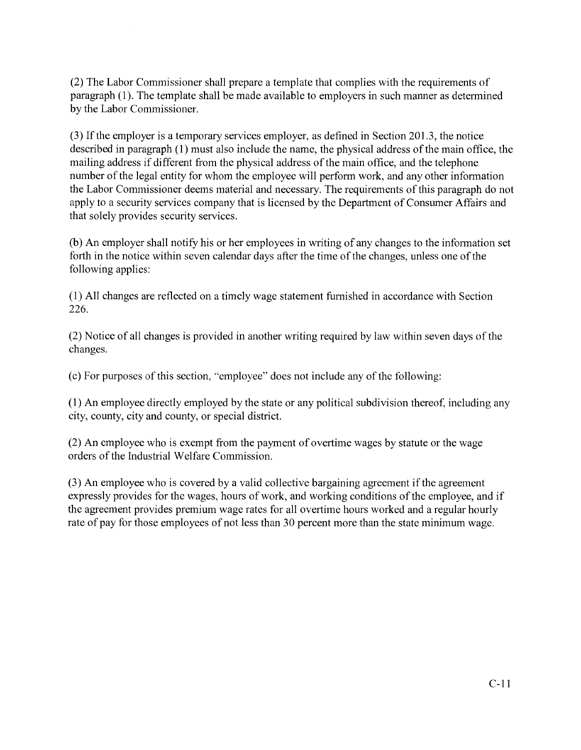(2) The Labor Commissioner shall prepare a template that complies with the requirements of paragraph (1). The template shall be made available to employers in such manner as determined by the Labor Commissioner.

(3) If the employer is a temporary services employer, as defined in Section 201.3, the notice described in paragraph (1) must also include the name, the physical address of the main office, the mailing address if different from the physical address of the main office, and the telephone number of the legal entity for whom the employee will perform work, and any other information the Labor Commissioner deems material and necessary. The requirements of this paragraph do not apply to a security services company that is licensed by the Department of Consumer Affairs and that solely provides security services.

(b) An employer shall notify his or her employees in writing of any changes to the information set forth in the notice within seven calendar days after the time of the changes, unless one of the following applies:

(1) All changes are reflected on a timely wage statement furnished in accordance with Section 226.

(2) Notice of all changes is provided in another writing required by law within seven days of the changes.

(c) For purposes of this section, "employee" does not include any of the following:

(1) An employee directly employed by the state or any political subdivision thereof, including any city, county, city and county, or special district.

(2) An employee who is exempt from the payment of overtime wages by statute or the wage orders of the Industrial Welfare Commission.

(3) An employee who is covered by a valid collective bargaining agreement if the agreement expressly provides for the wages, hours of work, and working conditions of the employee, and if the agreement provides premium wage rates for all overtime hours worked and a regular hourly rate of pay for those employees of not less than 30 percent more than the state minimum wage.